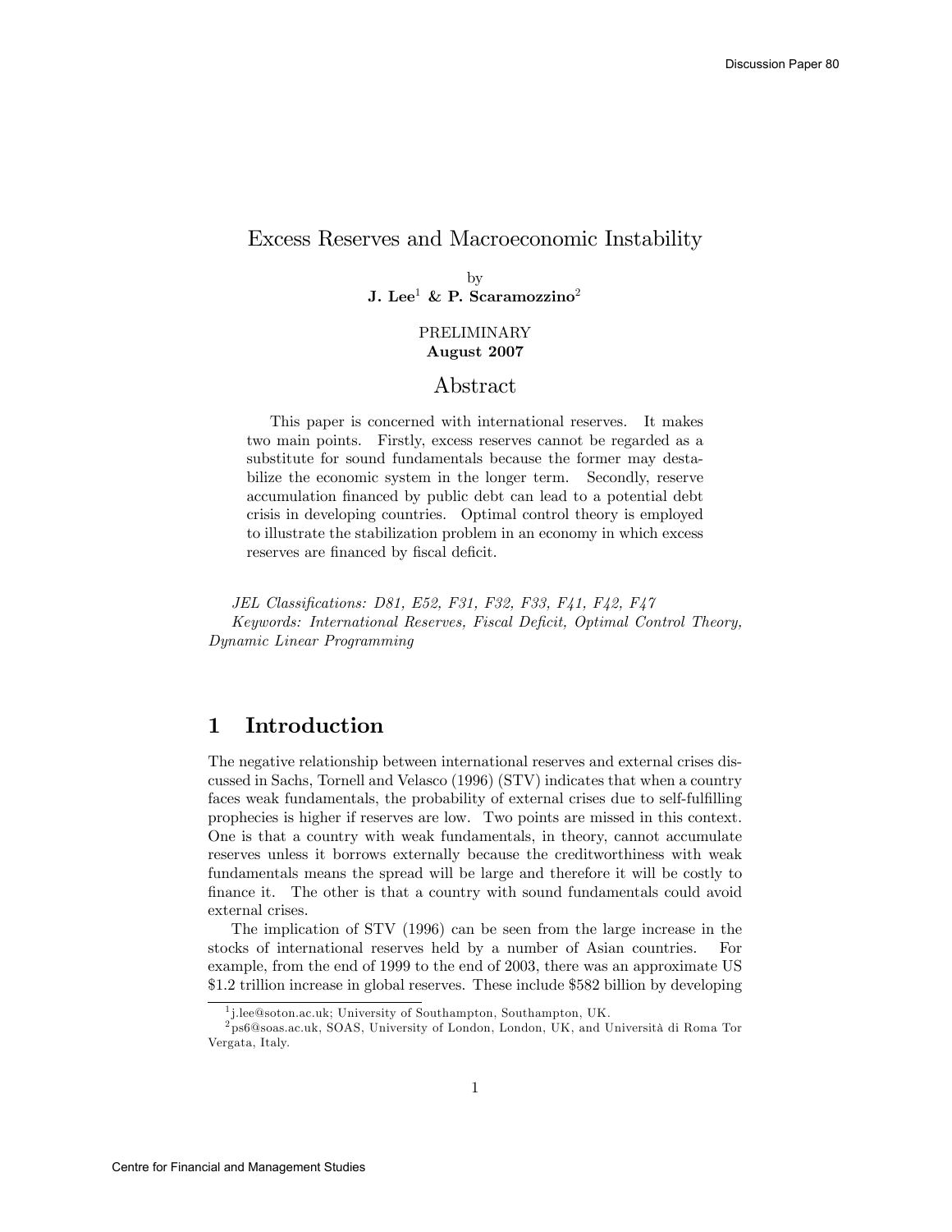# Excess Reserves and Macroeconomic Instability

by
**J. Lee**[1] **& P. Scaramozzino**[2]

PRELIMINARY
**August 2007**

## Abstract

This paper is concerned with international reserves. It makes two main points. Firstly, excess reserves cannot be regarded as a substitute for sound fundamentals because the former may destabilize the economic system in the longer term. Secondly, reserve accumulation financed by public debt can lead to a potential debt crisis in developing countries. Optimal control theory is employed to illustrate the stabilization problem in an economy in which excess reserves are financed by fiscal deficit.

*JEL Classifications: D81, E52, F31, F32, F33, F41, F42, F47*
*Keywords: International Reserves, Fiscal Deficit, Optimal Control Theory, Dynamic Linear Programming*

## 1 Introduction

The negative relationship between international reserves and external crises discussed in Sachs, Tornell and Velasco (1996) (STV) indicates that when a country faces weak fundamentals, the probability of external crises due to self-fulfilling prophecies is higher if reserves are low. Two points are missed in this context. One is that a country with weak fundamentals, in theory, cannot accumulate reserves unless it borrows externally because the creditworthiness with weak fundamentals means the spread will be large and therefore it will be costly to finance it. The other is that a country with sound fundamentals could avoid external crises.

The implication of STV (1996) can be seen from the large increase in the stocks of international reserves held by a number of Asian countries. For example, from the end of 1999 to the end of 2003, there was an approximate US $1.2 trillion increase in global reserves. These include $582 billion by developing

---

[1] j.lee@soton.ac.uk; University of Southampton, Southampton, UK.

[2] ps6@soas.ac.uk, SOAS, University of London, London, UK, and Università di Roma Tor Vergata, Italy.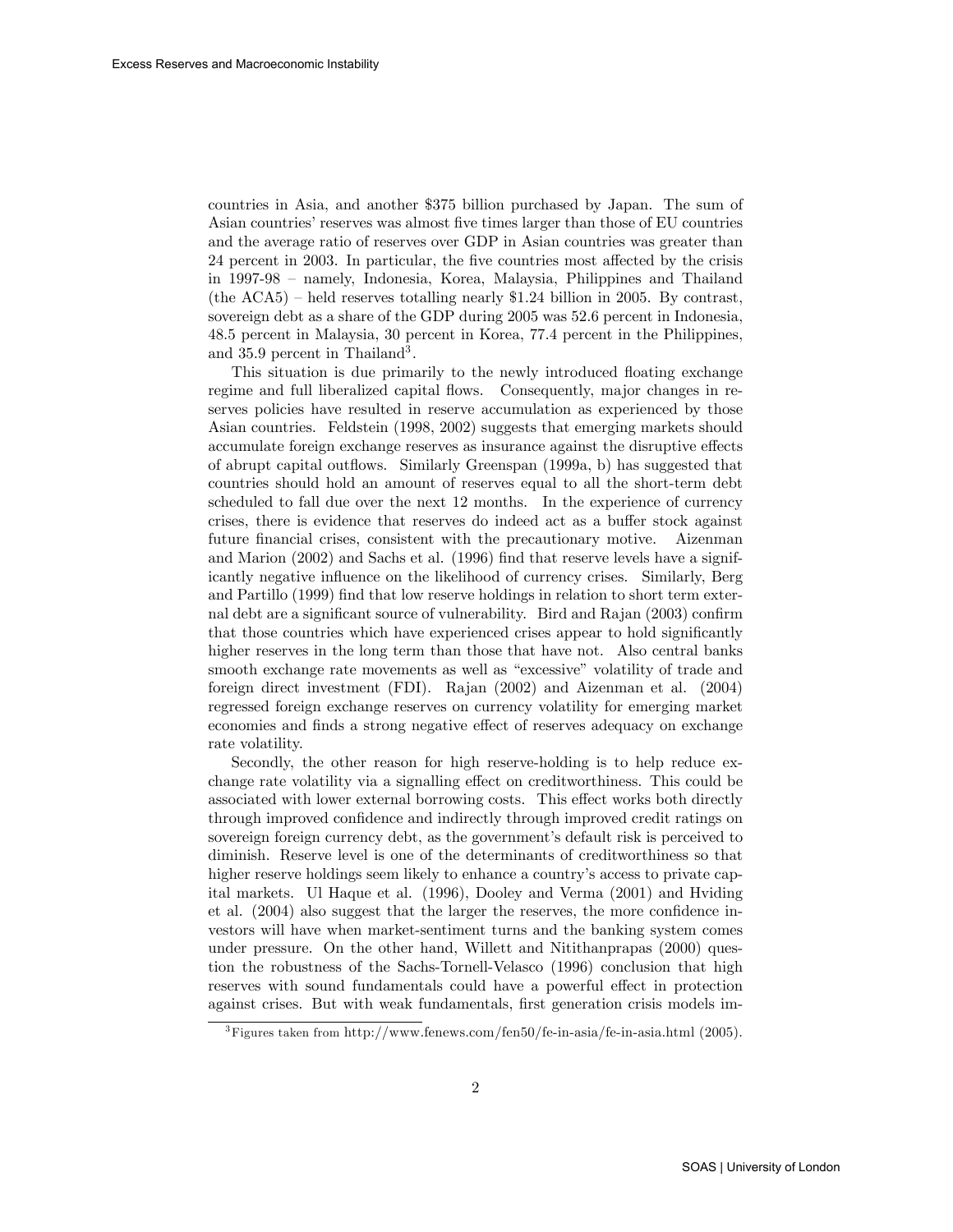countries in Asia, and another $375 billion purchased by Japan. The sum of Asian countries' reserves was almost five times larger than those of EU countries and the average ratio of reserves over GDP in Asian countries was greater than 24 percent in 2003. In particular, the five countries most affected by the crisis in 1997-98 – namely, Indonesia, Korea, Malaysia, Philippines and Thailand (the ACA5) – held reserves totalling nearly $1.24 billion in 2005. By contrast, sovereign debt as a share of the GDP during 2005 was 52.6 percent in Indonesia, 48.5 percent in Malaysia, 30 percent in Korea, 77.4 percent in the Philippines, and 35.9 percent in Thailand[3].

This situation is due primarily to the newly introduced floating exchange regime and full liberalized capital flows. Consequently, major changes in reserves policies have resulted in reserve accumulation as experienced by those Asian countries. Feldstein (1998, 2002) suggests that emerging markets should accumulate foreign exchange reserves as insurance against the disruptive effects of abrupt capital outflows. Similarly Greenspan (1999a, b) has suggested that countries should hold an amount of reserves equal to all the short-term debt scheduled to fall due over the next 12 months. In the experience of currency crises, there is evidence that reserves do indeed act as a buffer stock against future financial crises, consistent with the precautionary motive. Aizenman and Marion (2002) and Sachs et al. (1996) find that reserve levels have a significantly negative influence on the likelihood of currency crises. Similarly, Berg and Partillo (1999) find that low reserve holdings in relation to short term external debt are a significant source of vulnerability. Bird and Rajan (2003) confirm that those countries which have experienced crises appear to hold significantly higher reserves in the long term than those that have not. Also central banks smooth exchange rate movements as well as "excessive" volatility of trade and foreign direct investment (FDI). Rajan (2002) and Aizenman et al. (2004) regressed foreign exchange reserves on currency volatility for emerging market economies and finds a strong negative effect of reserves adequacy on exchange rate volatility.

Secondly, the other reason for high reserve-holding is to help reduce exchange rate volatility via a signalling effect on creditworthiness. This could be associated with lower external borrowing costs. This effect works both directly through improved confidence and indirectly through improved credit ratings on sovereign foreign currency debt, as the government's default risk is perceived to diminish. Reserve level is one of the determinants of creditworthiness so that higher reserve holdings seem likely to enhance a country's access to private capital markets. Ul Haque et al. (1996), Dooley and Verma (2001) and Hviding et al. (2004) also suggest that the larger the reserves, the more confidence investors will have when market-sentiment turns and the banking system comes under pressure. On the other hand, Willett and Nitithanprapas (2000) question the robustness of the Sachs-Tornell-Velasco (1996) conclusion that high reserves with sound fundamentals could have a powerful effect in protection against crises. But with weak fundamentals, first generation crisis models im-

[3] Figures taken from http://www.fenews.com/fen50/fe-in-asia/fe-in-asia.html (2005).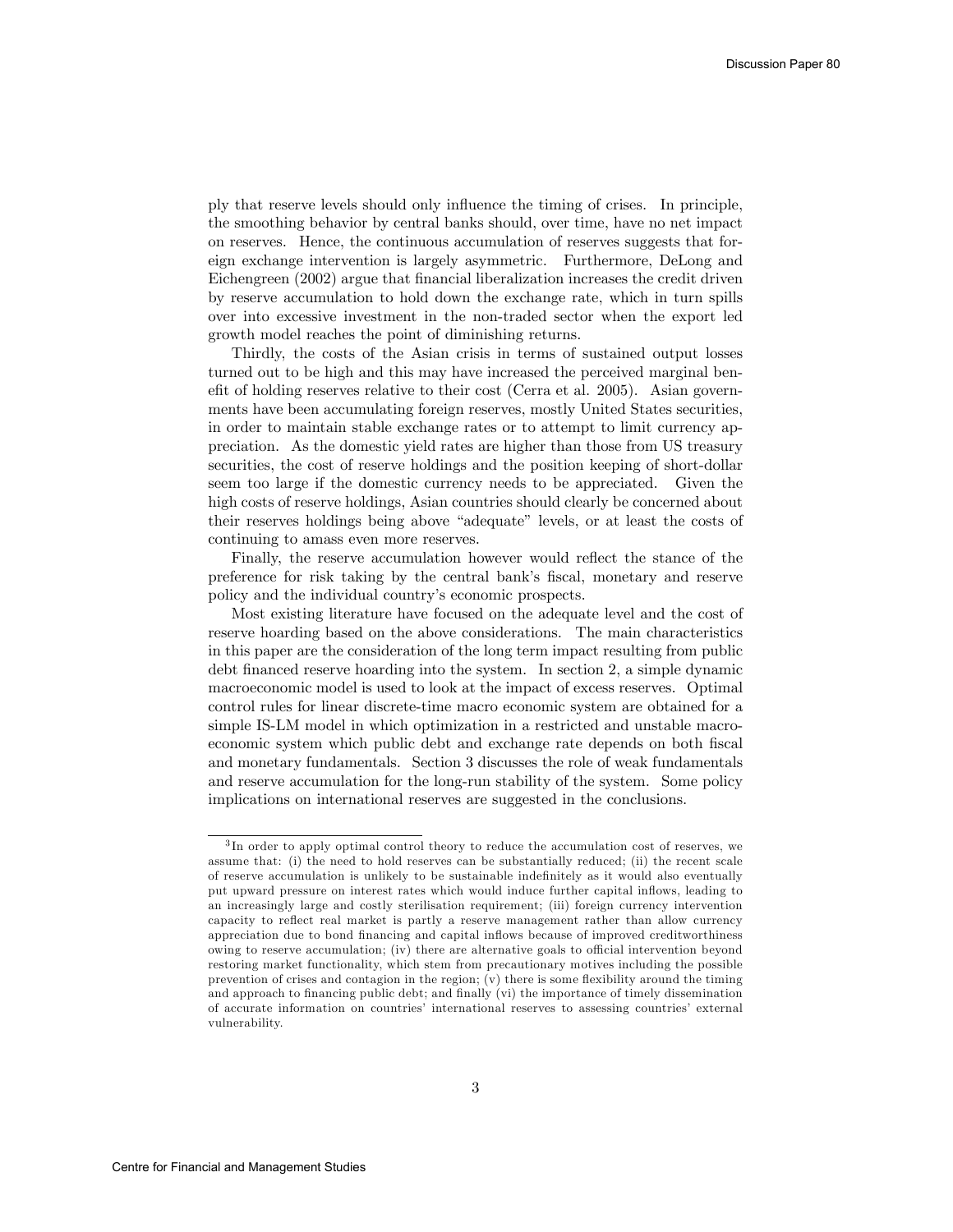ply that reserve levels should only influence the timing of crises. In principle, the smoothing behavior by central banks should, over time, have no net impact on reserves. Hence, the continuous accumulation of reserves suggests that foreign exchange intervention is largely asymmetric. Furthermore, DeLong and Eichengreen (2002) argue that financial liberalization increases the credit driven by reserve accumulation to hold down the exchange rate, which in turn spills over into excessive investment in the non-traded sector when the export led growth model reaches the point of diminishing returns.

Thirdly, the costs of the Asian crisis in terms of sustained output losses turned out to be high and this may have increased the perceived marginal benefit of holding reserves relative to their cost (Cerra et al. 2005). Asian governments have been accumulating foreign reserves, mostly United States securities, in order to maintain stable exchange rates or to attempt to limit currency appreciation. As the domestic yield rates are higher than those from US treasury securities, the cost of reserve holdings and the position keeping of short-dollar seem too large if the domestic currency needs to be appreciated. Given the high costs of reserve holdings, Asian countries should clearly be concerned about their reserves holdings being above "adequate" levels, or at least the costs of continuing to amass even more reserves.

Finally, the reserve accumulation however would reflect the stance of the preference for risk taking by the central bank's fiscal, monetary and reserve policy and the individual country's economic prospects.

Most existing literature have focused on the adequate level and the cost of reserve hoarding based on the above considerations. The main characteristics in this paper are the consideration of the long term impact resulting from public debt financed reserve hoarding into the system. In section 2, a simple dynamic macroeconomic model is used to look at the impact of excess reserves. Optimal control rules for linear discrete-time macro economic system are obtained for a simple IS-LM model in which optimization in a restricted and unstable macroeconomic system which public debt and exchange rate depends on both fiscal and monetary fundamentals. Section 3 discusses the role of weak fundamentals and reserve accumulation for the long-run stability of the system. Some policy implications on international reserves are suggested in the conclusions.

[3] In order to apply optimal control theory to reduce the accumulation cost of reserves, we assume that: (i) the need to hold reserves can be substantially reduced; (ii) the recent scale of reserve accumulation is unlikely to be sustainable indefinitely as it would also eventually put upward pressure on interest rates which would induce further capital inflows, leading to an increasingly large and costly sterilisation requirement; (iii) foreign currency intervention capacity to reflect real market is partly a reserve management rather than allow currency appreciation due to bond financing and capital inflows because of improved creditworthiness owing to reserve accumulation; (iv) there are alternative goals to official intervention beyond restoring market functionality, which stem from precautionary motives including the possible prevention of crises and contagion in the region; (v) there is some flexibility around the timing and approach to financing public debt; and finally (vi) the importance of timely dissemination of accurate information on countries' international reserves to assessing countries' external vulnerability.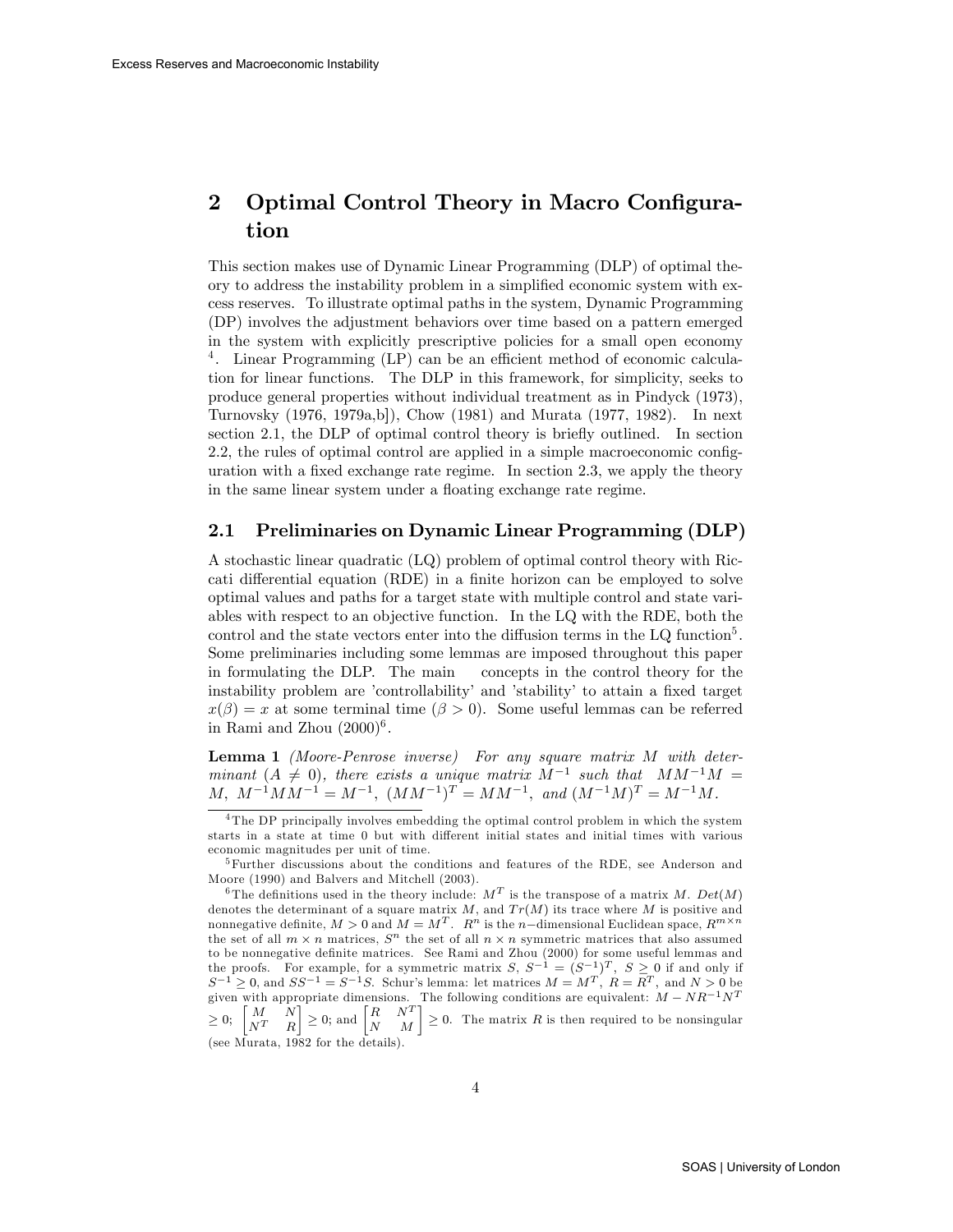## 2 Optimal Control Theory in Macro Configuration

This section makes use of Dynamic Linear Programming (DLP) of optimal theory to address the instability problem in a simplified economic system with excess reserves. To illustrate optimal paths in the system, Dynamic Programming (DP) involves the adjustment behaviors over time based on a pattern emerged in the system with explicitly prescriptive policies for a small open economy [4]. Linear Programming (LP) can be an efficient method of economic calculation for linear functions. The DLP in this framework, for simplicity, seeks to produce general properties without individual treatment as in Pindyck (1973), Turnovsky (1976, 1979a,b]), Chow (1981) and Murata (1977, 1982). In next section 2.1, the DLP of optimal control theory is briefly outlined. In section 2.2, the rules of optimal control are applied in a simple macroeconomic configuration with a fixed exchange rate regime. In section 2.3, we apply the theory in the same linear system under a floating exchange rate regime.

### 2.1 Preliminaries on Dynamic Linear Programming (DLP)

A stochastic linear quadratic (LQ) problem of optimal control theory with Riccati differential equation (RDE) in a finite horizon can be employed to solve optimal values and paths for a target state with multiple control and state variables with respect to an objective function. In the LQ with the RDE, both the control and the state vectors enter into the diffusion terms in the LQ function[5]. Some preliminaries including some lemmas are imposed throughout this paper in formulating the DLP. The main concepts in the control theory for the instability problem are 'controllability' and 'stability' to attain a fixed target $x(\beta) = x$ at some terminal time ($\beta > 0$). Some useful lemmas can be referred in Rami and Zhou (2000)[6].

**Lemma 1** *(Moore-Penrose inverse) For any square matrix $M$ with determinant ($A \neq 0$), there exists a unique matrix $M^{-1}$ such that $MM^{-1}M = M$, $M^{-1}MM^{-1} = M^{-1}$, $(MM^{-1})^T = MM^{-1}$, and $(M^{-1}M)^T = M^{-1}M$.*

---

[4] The DP principally involves embedding the optimal control problem in which the system starts in a state at time 0 but with different initial states and initial times with various economic magnitudes per unit of time.

[5] Further discussions about the conditions and features of the RDE, see Anderson and Moore (1990) and Balvers and Mitchell (2003).

[6] The definitions used in the theory include: $M^T$ is the transpose of a matrix $M$. $Det(M)$ denotes the determinant of a square matrix $M$, and $Tr(M)$ its trace where $M$ is positive and nonnegative definite, $M > 0$ and $M = M^T$. $R^n$ is the $n-$dimensional Euclidean space, $R^{m \times n}$ the set of all $m \times n$ matrices, $S^n$ the set of all $n \times n$ symmetric matrices that also assumed to be nonnegative definite matrices. See Rami and Zhou (2000) for some useful lemmas and the proofs. For example, for a symmetric matrix $S$, $S^{-1} = (S^{-1})^T$, $S \geq 0$ if and only if $S^{-1} \geq 0$, and $SS^{-1} = S^{-1}S$. Schur's lemma: let matrices $M = M^T$, $R = R^T$, and $N > 0$ be given with appropriate dimensions. The following conditions are equivalent: $M - NR^{-1}N^T \geq 0$; $\begin{bmatrix} M & N \\ N^T & R \end{bmatrix} \geq 0$; and $\begin{bmatrix} R & N^T \\ N & M \end{bmatrix} \geq 0$. The matrix $R$ is then required to be nonsingular (see Murata, 1982 for the details).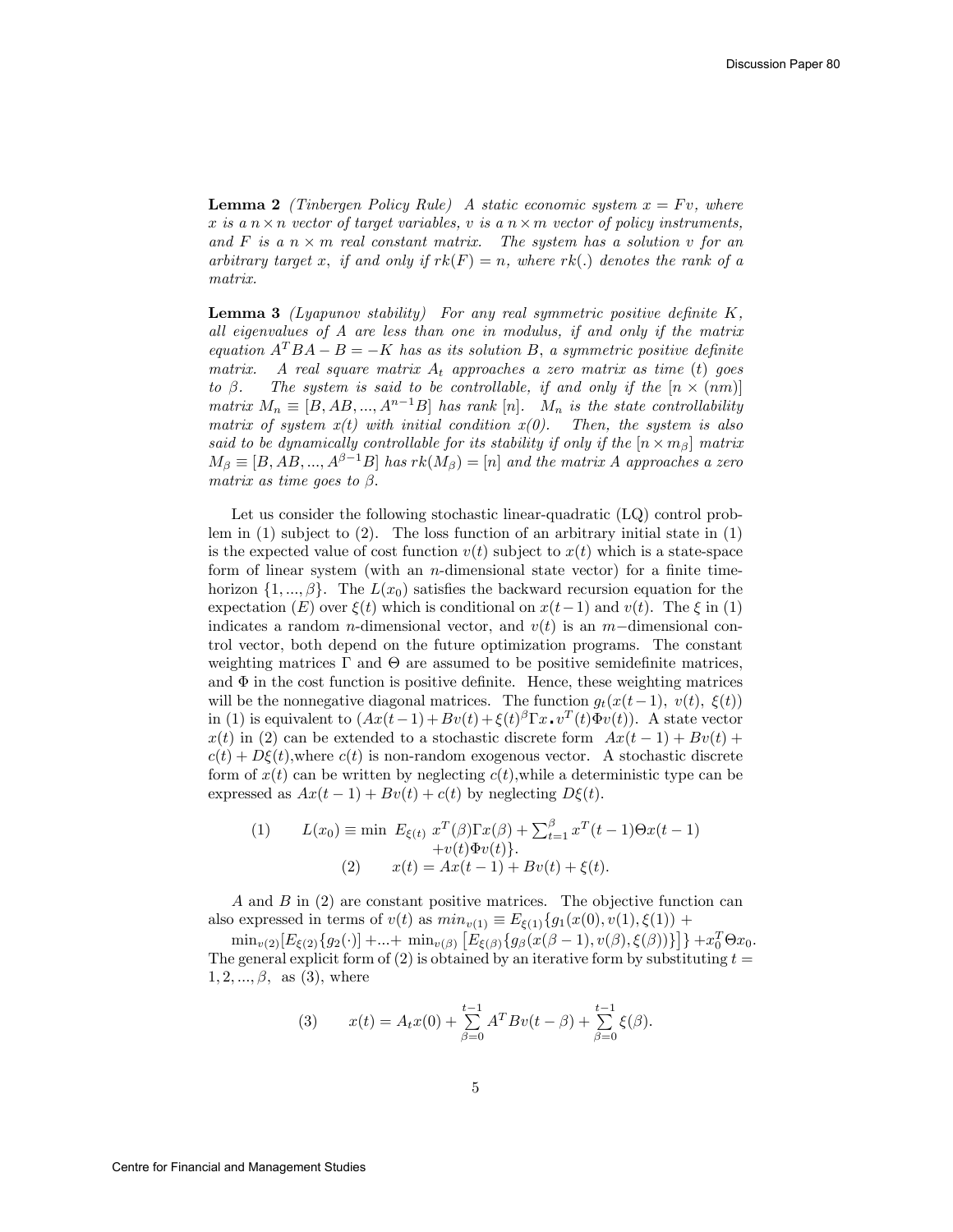**Lemma 2** *(Tinbergen Policy Rule) A static economic system $x = Fv$, where $x$ is a $n \times n$ vector of target variables, $v$ is a $n \times m$ vector of policy instruments, and $F$ is a $n \times m$ real constant matrix. The system has a solution $v$ for an arbitrary target $x$, if and only if $rk(F) = n$, where $rk(.)$ denotes the rank of a matrix.*

**Lemma 3** *(Lyapunov stability) For any real symmetric positive definite $K$, all eigenvalues of $A$ are less than one in modulus, if and only if the matrix equation $A^T BA - B = -K$ has as its solution $B$, a symmetric positive definite matrix. A real square matrix $A_t$ approaches a zero matrix as time ($t$) goes to $\beta$. The system is said to be controllable, if and only if the $[n \times (nm)]$ matrix $M_n \equiv [B, AB, ..., A^{n-1}B]$ has rank $[n]$. $M_n$ is the state controllability matrix of system $x(t)$ with initial condition $x(0)$. Then, the system is also said to be dynamically controllable for its stability if only if the $[n \times m_\beta]$ matrix $M_\beta \equiv [B, AB, ..., A^{\beta-1}B]$ has $rk(M_\beta) = [n]$ and the matrix $A$ approaches a zero matrix as time goes to $\beta$.*

Let us consider the following stochastic linear-quadratic (LQ) control problem in (1) subject to (2). The loss function of an arbitrary initial state in (1) is the expected value of cost function $v(t)$ subject to $x(t)$ which is a state-space form of linear system (with an $n$-dimensional state vector) for a finite time-horizon $\{1, ..., \beta\}$. The $L(x_0)$ satisfies the backward recursion equation for the expectation ($E$) over $\xi(t)$ which is conditional on $x(t-1)$ and $v(t)$. The $\xi$ in (1) indicates a random $n$-dimensional vector, and $v(t)$ is an $m-$dimensional control vector, both depend on the future optimization programs. The constant weighting matrices $\Gamma$ and $\Theta$ are assumed to be positive semidefinite matrices, and $\Phi$ in the cost function is positive definite. Hence, these weighting matrices will be the nonnegative diagonal matrices. The function $g_t(x(t-1),\ v(t),\ \xi(t))$ in (1) is equivalent to $(Ax(t-1) + Bv(t) + \xi(t)^\beta \Gamma x . v^T(t)\Phi v(t))$. A state vector $x(t)$ in (2) can be extended to a stochastic discrete form $Ax(t-1) + Bv(t) + c(t) + D\xi(t)$,where $c(t)$ is non-random exogenous vector. A stochastic discrete form of $x(t)$ can be written by neglecting $c(t)$,while a deterministic type can be expressed as $Ax(t-1) + Bv(t) + c(t)$ by neglecting $D\xi(t)$.

$$
\begin{aligned}
(1) \qquad L(x_0) \equiv \min\ E_{\xi(t)}\ x^T(\beta)\Gamma x(\beta) + \textstyle\sum_{t=1}^{\beta} x^T(t-1)\Theta x(t-1) \\
+ v(t)\Phi v(t)\}. \\
(2) \qquad x(t) = Ax(t-1) + Bv(t) + \xi(t).
\end{aligned}
$$

$A$ and $B$ in (2) are constant positive matrices. The objective function can also expressed in terms of $v(t)$ as $min_{v(1)} \equiv E_{\xi(1)}\{g_1(x(0), v(1), \xi(1)) +$ $\min_{v(2)}[E_{\xi(2)}\{g_2(\cdot)] + ... + \min_{v(\beta)}\left[E_{\xi(\beta)}\{g_\beta(x(\beta-1), v(\beta), \xi(\beta))\}\right]\} + x_0^T\Theta x_0$. The general explicit form of (2) is obtained by an iterative form by substituting $t = 1, 2, ..., \beta$, as (3), where

$$
(3) \qquad x(t) = A_t x(0) + \sum_{\beta=0}^{t-1} A^T Bv(t-\beta) + \sum_{\beta=0}^{t-1} \xi(\beta).
$$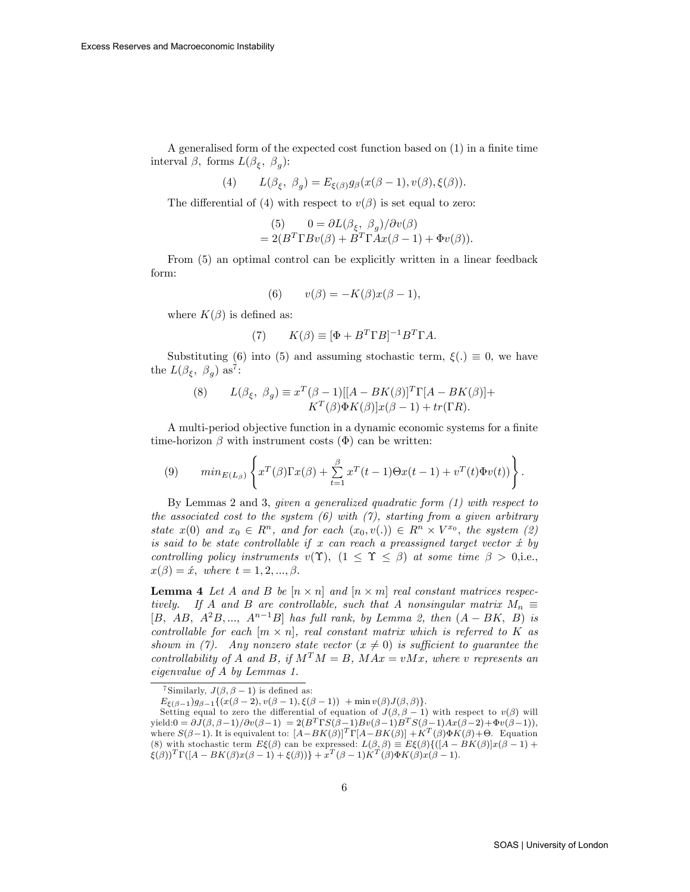A generalised form of the expected cost function based on (1) in a finite time interval $\beta$, forms $L(\beta_{\xi},\ \beta_{g})$:

$$(4) \qquad L(\beta_{\xi},\ \beta_{g}) = E_{\xi(\beta)} g_{\beta}(x(\beta-1), v(\beta), \xi(\beta)).$$

The differential of (4) with respect to $v(\beta)$ is set equal to zero:

$$(5) \qquad 0 = \partial L(\beta_{\xi},\ \beta_{g})/\partial v(\beta)$$
$$= 2(B^{T}\Gamma B v(\beta) + B^{T}\Gamma A x(\beta-1) + \Phi v(\beta)).$$

From (5) an optimal control can be explicitly written in a linear feedback form:

$$(6) \qquad v(\beta) = -K(\beta)x(\beta-1),$$

where $K(\beta)$ is defined as:

$$(7) \qquad K(\beta) \equiv [\Phi + B^{T}\Gamma B]^{-1} B^{T}\Gamma A.$$

Substituting (6) into (5) and assuming stochastic term, $\xi(.) \equiv 0$, we have the $L(\beta_{\xi},\ \beta_{g})$ as[7]:

$$(8) \qquad L(\beta_{\xi},\ \beta_{g}) \equiv x^{T}(\beta-1)[[A - BK(\beta)]^{T}\Gamma[A - BK(\beta)] + K^{T}(\beta)\Phi K(\beta)]x(\beta-1) + tr(\Gamma R).$$

A multi-period objective function in a dynamic economic systems for a finite time-horizon $\beta$ with instrument costs ($\Phi$) can be written:

$$(9) \qquad min_{E(L_{\beta})}\left\{ x^{T}(\beta)\Gamma x(\beta) + \sum_{t=1}^{\beta} x^{T}(t-1)\Theta x(t-1) + v^{T}(t)\Phi v(t)) \right\}.$$

By Lemmas 2 and 3, *given a generalized quadratic form (1) with respect to the associated cost to the system (6) with (7), starting from a given arbitrary state* $x(0)$ *and* $x_0 \in R^n$, *and for each* $(x_0, v(.)) \in R^n \times V^{x_0}$, *the system (2) is said to be state controllable if* $x$ *can reach a preassigned target vector* $\acute{x}$ *by controlling policy instruments* $v(\Upsilon)$, $(1 \leq \Upsilon \leq \beta)$ *at some time* $\beta > 0$,i.e., $x(\beta) = \acute{x}$, *where* $t = 1, 2, ..., \beta$.

**Lemma 4** *Let* $A$ *and* $B$ *be* $[n \times n]$ *and* $[n \times m]$ *real constant matrices respectively. If* $A$ *and* $B$ *are controllable, such that* $A$ *nonsingular matrix* $M_n \equiv [B,\ AB,\ A^2B, ...,\ A^{n-1}B]$ *has full rank, by Lemma 2, then* $(A - BK,\ B)$ *is controllable for each* $[m \times n]$, *real constant matrix which is referred to* $K$ *as shown in (7). Any nonzero state vector* $(x \neq 0)$ *is sufficient to guarantee the controllability of* $A$ *and* $B$, *if* $M^T M = B$, $MAx = vMx$, *where* $v$ *represents an eigenvalue of* $A$ *by Lemmas 1.*

---

[7] Similarly, $J(\beta, \beta-1)$ is defined as:

$E_{\xi(\beta-1)} g_{\beta-1}\{(x(\beta-2), v(\beta-1), \xi(\beta-1)) \ + \min v(\beta) J(\beta, \beta)\}$.

Setting equal to zero the differential of equation of $J(\beta, \beta-1)$ with respect to $v(\beta)$ will yield:$0 = \partial J(\beta, \beta-1)/\partial v(\beta-1) \ = 2(B^T\Gamma S(\beta-1)Bv(\beta-1)B^T S(\beta-1)Ax(\beta-2) + \Phi v(\beta-1))$, where $S(\beta-1)$. It is equivalent to: $[A - BK(\beta)]^T\Gamma[A - BK(\beta)] + K^T(\beta)\Phi K(\beta) + \Theta$. Equation (8) with stochastic term $E\xi(\beta)$ can be expressed: $L(\beta, \beta) \equiv E\xi(\beta)\{([A - BK(\beta)]x(\beta-1) + \xi(\beta))^T\Gamma([A - BK(\beta)x(\beta-1) + \xi(\beta))\} + x^T(\beta-1)K^T(\beta)\Phi K(\beta)x(\beta-1)$.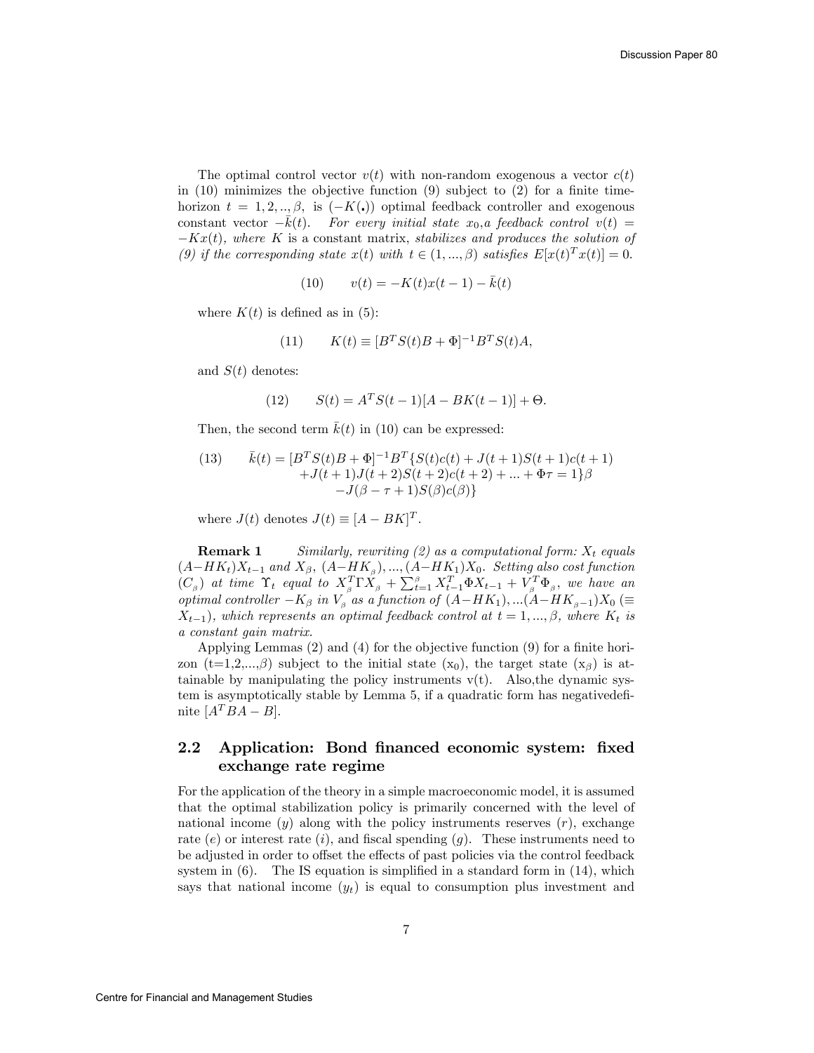The optimal control vector $v(t)$ with non-random exogenous a vector $c(t)$ in (10) minimizes the objective function (9) subject to (2) for a finite time-horizon $t = 1, 2, .., \beta$, is $(-K(\centerdot))$ optimal feedback controller and exogenous constant vector $-\bar{k}(t)$. *For every initial state $x_0$, a feedback control $v(t) = -Kx(t)$, where $K$ is a constant matrix, stabilizes and produces the solution of (9) if the corresponding state $x(t)$ with $t \in (1, ..., \beta)$ satisfies $E[x(t)^T x(t)] = 0$.*

$$(10) \qquad v(t) = -K(t)x(t-1) - \bar{k}(t)$$

where $K(t)$ is defined as in (5):

$$(11) \qquad K(t) \equiv [B^T S(t)B + \Phi]^{-1} B^T S(t)A,$$

and $S(t)$ denotes:

$$(12) \qquad S(t) = A^T S(t-1)[A - BK(t-1)] + \Theta.$$

Then, the second term $\bar{k}(t)$ in (10) can be expressed:

$$\begin{aligned}(13) \qquad \bar{k}(t) = [B^T S(t)B + \Phi]^{-1} B^T \{&S(t)c(t) + J(t+1)S(t+1)c(t+1) \\ &+ J(t+1)J(t+2)S(t+2)c(t+2) + ... + \Phi\tau = 1\}\beta \\ &- J(\beta - \tau + 1)S(\beta)c(\beta)\}\end{aligned}$$

where $J(t)$ denotes $J(t) \equiv [A - BK]^T$.

**Remark 1** *Similarly, rewriting (2) as a computational form: $X_t$ equals $(A-HK_t)X_{t-1}$ and $X_\beta$, $(A-HK_\beta), ..., (A-HK_1)X_0$. Setting also cost function $(C_\beta)$ at time $\Upsilon_t$ equal to $X_\beta^T \Gamma X_\beta + \sum_{t=1}^{\beta} X_{t-1}^T \Phi X_{t-1} + V_\beta^T \Phi_\beta$, we have an optimal controller $-K_\beta$ in $V_\beta$ as a function of $(A-HK_1), ...(A-HK_{\beta-1})X_0$ ($\equiv X_{t-1}$), which represents an optimal feedback control at $t = 1, ..., \beta$, where $K_t$ is a constant gain matrix.*

Applying Lemmas (2) and (4) for the objective function (9) for a finite horizon (t=1,2,...,$\beta$) subject to the initial state ($x_0$), the target state ($x_\beta$) is attainable by manipulating the policy instruments v(t). Also,the dynamic system is asymptotically stable by Lemma 5, if a quadratic form has negativedefinite $[A^T BA - B]$.

## 2.2 Application: Bond financed economic system: fixed exchange rate regime

For the application of the theory in a simple macroeconomic model, it is assumed that the optimal stabilization policy is primarily concerned with the level of national income ($y$) along with the policy instruments reserves ($r$), exchange rate ($e$) or interest rate ($i$), and fiscal spending ($g$). These instruments need to be adjusted in order to offset the effects of past policies via the control feedback system in (6). The IS equation is simplified in a standard form in (14), which says that national income ($y_t$) is equal to consumption plus investment and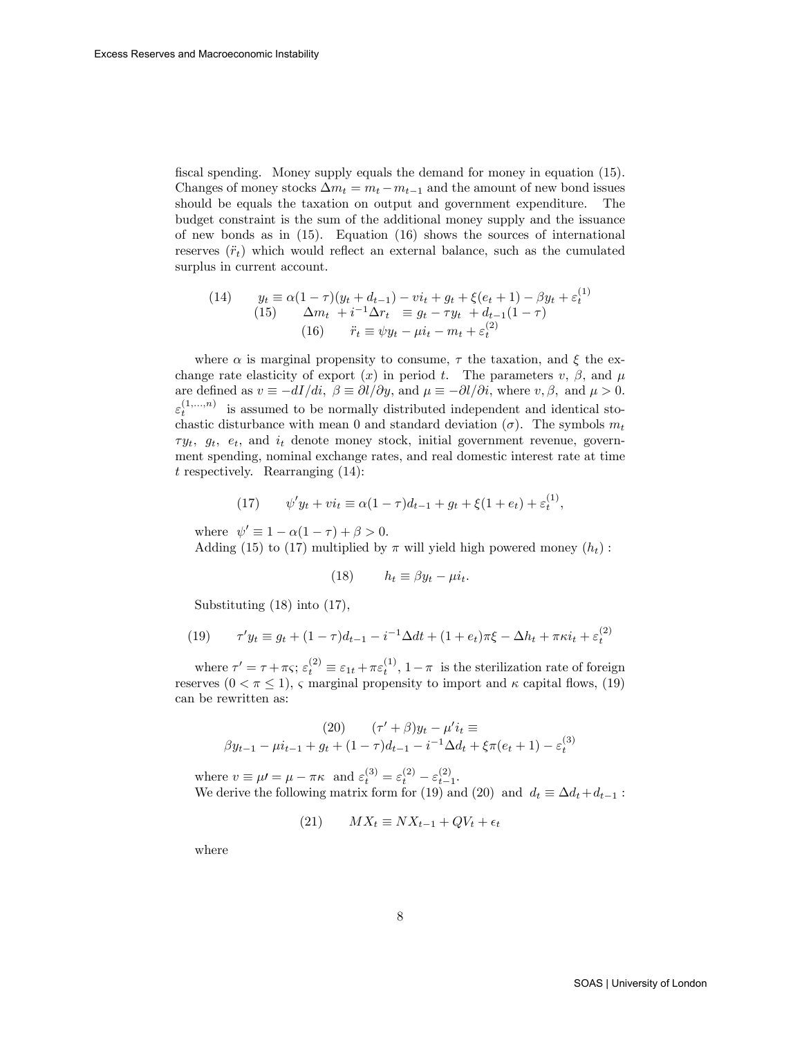fiscal spending. Money supply equals the demand for money in equation (15). Changes of money stocks $\Delta m_t = m_t - m_{t-1}$ and the amount of new bond issues should be equals the taxation on output and government expenditure. The budget constraint is the sum of the additional money supply and the issuance of new bonds as in (15). Equation (16) shows the sources of international reserves ($\ddot{r}_t$) which would reflect an external balance, such as the cumulated surplus in current account.

$$(14) \qquad y_t \equiv \alpha(1-\tau)(y_t + d_{t-1}) - vi_t + g_t + \xi(e_t + 1) - \beta y_t + \varepsilon_t^{(1)}$$

$$(15) \qquad \Delta m_t + i^{-1}\Delta r_t \equiv g_t - \tau y_t + d_{t-1}(1-\tau)$$

$$(16) \qquad \ddot{r}_t \equiv \psi y_t - \mu i_t - m_t + \varepsilon_t^{(2)}$$

where $\alpha$ is marginal propensity to consume, $\tau$ the taxation, and $\xi$ the exchange rate elasticity of export ($x$) in period $t$. The parameters $v$, $\beta$, and $\mu$ are defined as $v \equiv -dI/di$, $\beta \equiv \partial l/\partial y$, and $\mu \equiv -\partial l/\partial i$, where $v, \beta$, and $\mu > 0$. $\varepsilon_t^{(1,\ldots,n)}$ is assumed to be normally distributed independent and identical stochastic disturbance with mean 0 and standard deviation ($\sigma$). The symbols $m_t$ $\tau y_t$, $g_t$, $e_t$, and $i_t$ denote money stock, initial government revenue, government spending, nominal exchange rates, and real domestic interest rate at time $t$ respectively. Rearranging (14):

$$(17) \qquad \psi' y_t + vi_t \equiv \alpha(1-\tau)d_{t-1} + g_t + \xi(1+e_t) + \varepsilon_t^{(1)},$$

where $\psi' \equiv 1 - \alpha(1-\tau) + \beta > 0$.

Adding (15) to (17) multiplied by $\pi$ will yield high powered money ($h_t$) :

$$(18) \qquad h_t \equiv \beta y_t - \mu i_t.$$

Substituting (18) into (17),

$$(19) \qquad \tau' y_t \equiv g_t + (1-\tau)d_{t-1} - i^{-1}\Delta dt + (1+e_t)\pi\xi - \Delta h_t + \pi\kappa i_t + \varepsilon_t^{(2)}$$

where $\tau' = \tau + \pi\varsigma$; $\varepsilon_t^{(2)} \equiv \varepsilon_{1t} + \pi\varepsilon_t^{(1)}$, $1-\pi$ is the sterilization rate of foreign reserves ($0 < \pi \leq 1$), $\varsigma$ marginal propensity to import and $\kappa$ capital flows, (19) can be rewritten as:

$$(20) \qquad (\tau' + \beta)y_t - \mu' i_t \equiv$$
$$\beta y_{t-1} - \mu i_{t-1} + g_t + (1-\tau)d_{t-1} - i^{-1}\Delta d_t + \xi\pi(e_t + 1) - \varepsilon_t^{(3)}$$

where $v \equiv \mu\prime = \mu - \pi\kappa$ and $\varepsilon_t^{(3)} = \varepsilon_t^{(2)} - \varepsilon_{t-1}^{(2)}$.

We derive the following matrix form for (19) and (20) and $d_t \equiv \Delta d_t + d_{t-1}$ :

$$(21) \qquad MX_t \equiv NX_{t-1} + QV_t + \epsilon_t$$

where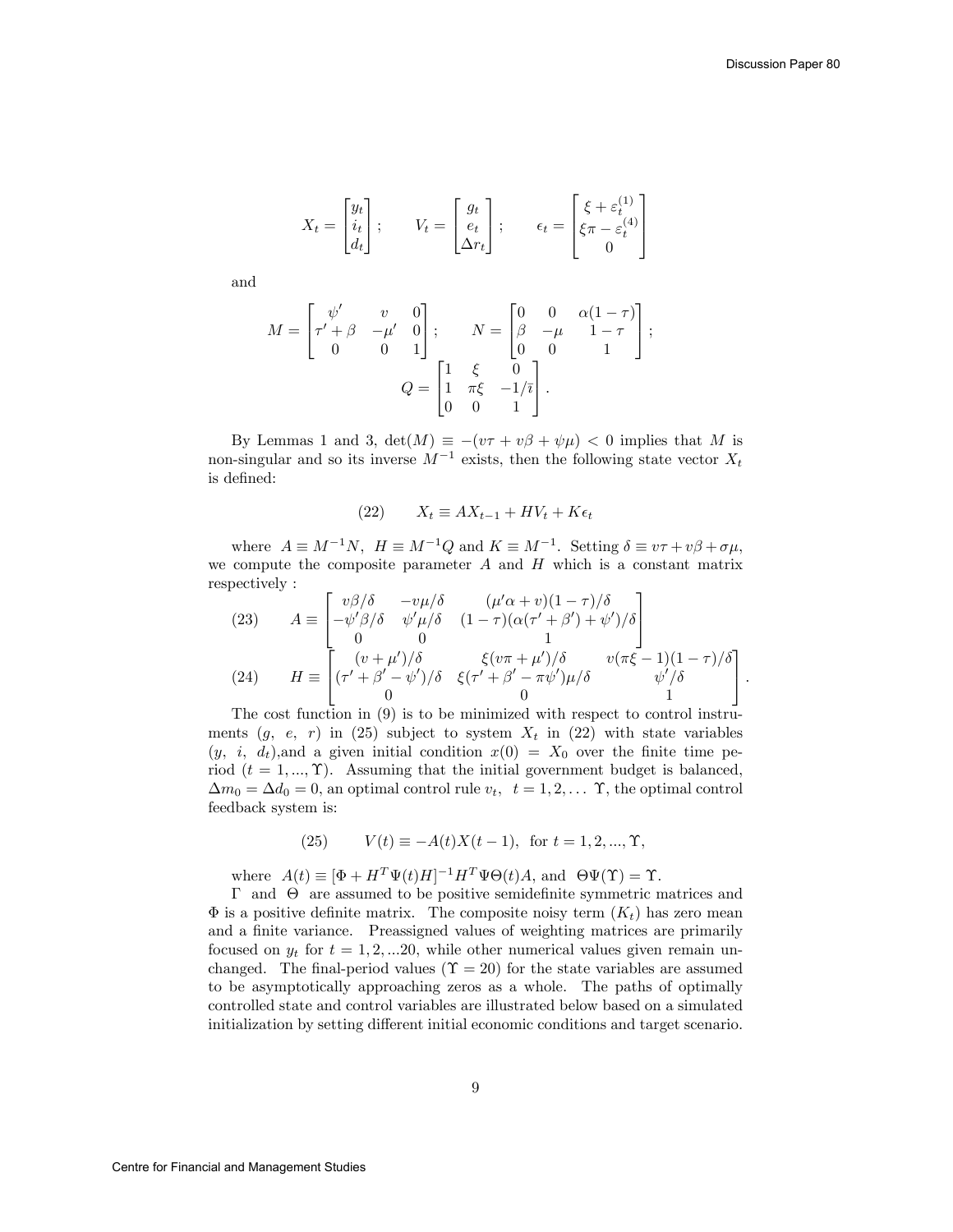$$X_t = \begin{bmatrix} y_t \\ i_t \\ d_t \end{bmatrix}; \qquad V_t = \begin{bmatrix} g_t \\ e_t \\ \Delta r_t \end{bmatrix}; \qquad \epsilon_t = \begin{bmatrix} \xi + \varepsilon_t^{(1)} \\ \xi\pi - \varepsilon_t^{(4)} \\ 0 \end{bmatrix}$$

and

$$M = \begin{bmatrix} \psi' & v & 0 \\ \tau' + \beta & -\mu' & 0 \\ 0 & 0 & 1 \end{bmatrix}; \qquad N = \begin{bmatrix} 0 & 0 & \alpha(1-\tau) \\ \beta & -\mu & 1-\tau \\ 0 & 0 & 1 \end{bmatrix};$$

$$Q = \begin{bmatrix} 1 & \xi & 0 \\ 1 & \pi\xi & -1/\bar{\imath} \\ 0 & 0 & 1 \end{bmatrix}.$$

By Lemmas 1 and 3, $\det(M) \equiv -(v\tau + v\beta + \psi\mu) < 0$ implies that $M$ is non-singular and so its inverse $M^{-1}$ exists, then the following state vector $X_t$ is defined:

$$(22) \qquad X_t \equiv AX_{t-1} + HV_t + K\epsilon_t$$

where $A \equiv M^{-1}N$, $H \equiv M^{-1}Q$ and $K \equiv M^{-1}$. Setting $\delta \equiv v\tau + v\beta + \sigma\mu$, we compute the composite parameter $A$ and $H$ which is a constant matrix respectively :

$$(23) \qquad A \equiv \begin{bmatrix} v\beta/\delta & -v\mu/\delta & (\mu'\alpha + v)(1-\tau)/\delta \\ -\psi'\beta/\delta & \psi'\mu/\delta & (1-\tau)(\alpha(\tau' + \beta') + \psi')/\delta \\ 0 & 0 & 1 \end{bmatrix}$$

$$(24) \qquad H \equiv \begin{bmatrix} (v + \mu')/\delta & \xi(v\pi + \mu')/\delta & v(\pi\xi - 1)(1-\tau)/\delta \\ (\tau' + \beta' - \psi')/\delta & \xi(\tau' + \beta' - \pi\psi')\mu/\delta & \psi'/\delta \\ 0 & 0 & 1 \end{bmatrix}.$$

The cost function in (9) is to be minimized with respect to control instruments ($g$, $e$, $r$) in (25) subject to system $X_t$ in (22) with state variables ($y$, $i$, $d_t$),and a given initial condition $x(0) = X_0$ over the finite time period ($t = 1, ..., \Upsilon$). Assuming that the initial government budget is balanced, $\Delta m_0 = \Delta d_0 = 0$, an optimal control rule $v_t$, $t = 1, 2, \ldots \Upsilon$, the optimal control feedback system is:

$$(25) \qquad V(t) \equiv -A(t)X(t-1), \text{ for } t = 1, 2, ..., \Upsilon,$$

where $A(t) \equiv [\Phi + H^T\Psi(t)H]^{-1}H^T\Psi\Theta(t)A$, and $\Theta\Psi(\Upsilon) = \Upsilon$.

$\Gamma$ and $\Theta$ are assumed to be positive semidefinite symmetric matrices and $\Phi$ is a positive definite matrix. The composite noisy term ($K_t$) has zero mean and a finite variance. Preassigned values of weighting matrices are primarily focused on $y_t$ for $t = 1, 2, ...20$, while other numerical values given remain unchanged. The final-period values ($\Upsilon = 20$) for the state variables are assumed to be asymptotically approaching zeros as a whole. The paths of optimally controlled state and control variables are illustrated below based on a simulated initialization by setting different initial economic conditions and target scenario.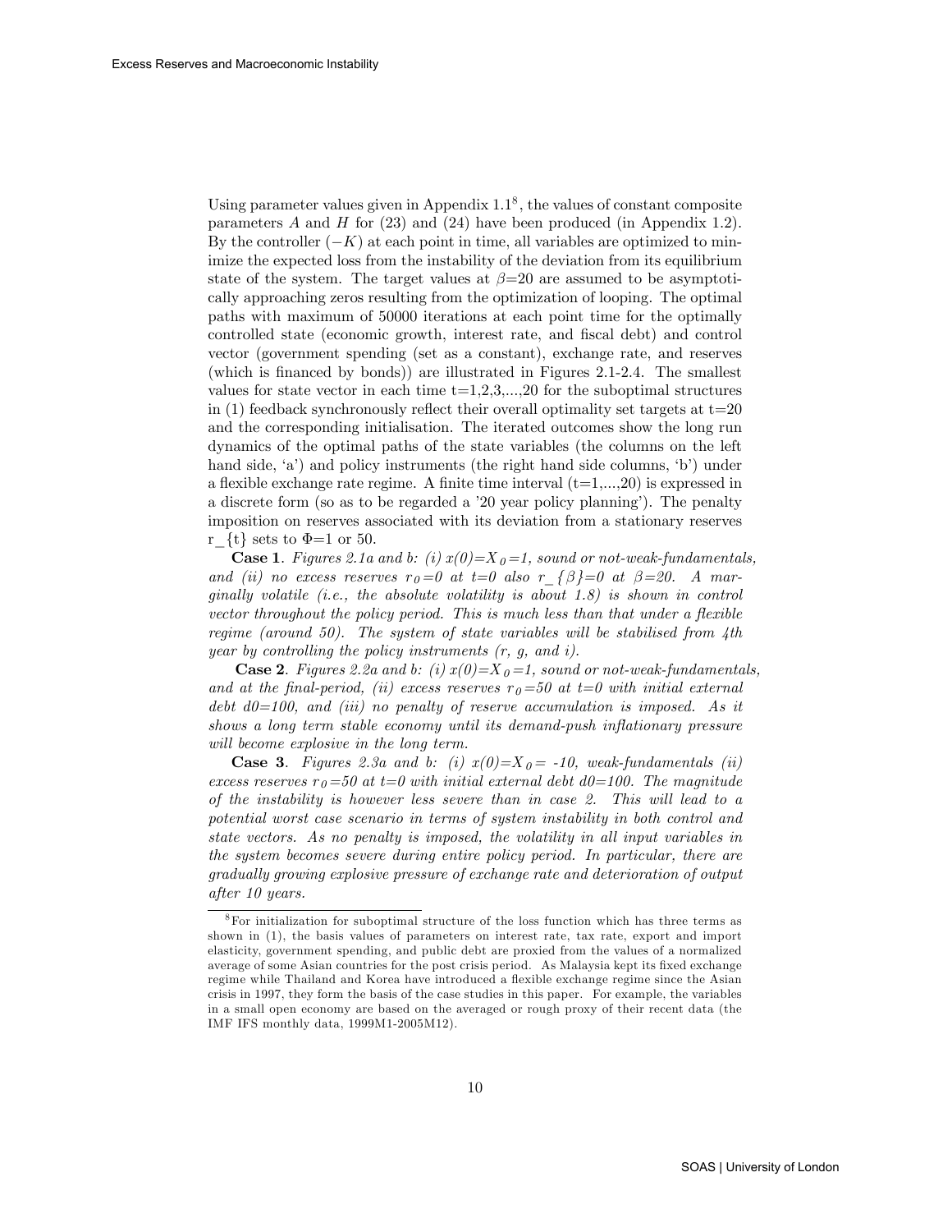Using parameter values given in Appendix 1.1[8], the values of constant composite parameters $A$ and $H$ for (23) and (24) have been produced (in Appendix 1.2). By the controller $(-K)$ at each point in time, all variables are optimized to minimize the expected loss from the instability of the deviation from its equilibrium state of the system. The target values at $\beta$=20 are assumed to be asymptotically approaching zeros resulting from the optimization of looping. The optimal paths with maximum of 50000 iterations at each point time for the optimally controlled state (economic growth, interest rate, and fiscal debt) and control vector (government spending (set as a constant), exchange rate, and reserves (which is financed by bonds)) are illustrated in Figures 2.1-2.4. The smallest values for state vector in each time t=1,2,3,...,20 for the suboptimal structures in (1) feedback synchronously reflect their overall optimality set targets at t=20 and the corresponding initialisation. The iterated outcomes show the long run dynamics of the optimal paths of the state variables (the columns on the left hand side, 'a') and policy instruments (the right hand side columns, 'b') under a flexible exchange rate regime. A finite time interval (t=1,...,20) is expressed in a discrete form (so as to be regarded a '20 year policy planning'). The penalty imposition on reserves associated with its deviation from a stationary reserves r_{t} sets to $\Phi$=1 or 50.

**Case 1**. *Figures 2.1a and b: (i) $x(0)=X_0=1$, sound or not-weak-fundamentals, and (ii) no excess reserves $r_0=0$ at t=0 also $r_{\beta}=0$ at $\beta$=20. A marginally volatile (i.e., the absolute volatility is about 1.8) is shown in control vector throughout the policy period. This is much less than that under a flexible regime (around 50). The system of state variables will be stabilised from 4th year by controlling the policy instruments (r, g, and i).*

**Case 2**. *Figures 2.2a and b: (i) $x(0)=X_0=1$, sound or not-weak-fundamentals, and at the final-period, (ii) excess reserves $r_0=50$ at t=0 with initial external debt d0=100, and (iii) no penalty of reserve accumulation is imposed. As it shows a long term stable economy until its demand-push inflationary pressure will become explosive in the long term.*

**Case 3**. *Figures 2.3a and b: (i) $x(0)=X_0=$ -10, weak-fundamentals (ii) excess reserves $r_0=50$ at t=0 with initial external debt d0=100. The magnitude of the instability is however less severe than in case 2. This will lead to a potential worst case scenario in terms of system instability in both control and state vectors. As no penalty is imposed, the volatility in all input variables in the system becomes severe during entire policy period. In particular, there are gradually growing explosive pressure of exchange rate and deterioration of output after 10 years.*

---

[8] For initialization for suboptimal structure of the loss function which has three terms as shown in (1), the basis values of parameters on interest rate, tax rate, export and import elasticity, government spending, and public debt are proxied from the values of a normalized average of some Asian countries for the post crisis period. As Malaysia kept its fixed exchange regime while Thailand and Korea have introduced a flexible exchange regime since the Asian crisis in 1997, they form the basis of the case studies in this paper. For example, the variables in a small open economy are based on the averaged or rough proxy of their recent data (the IMF IFS monthly data, 1999M1-2005M12).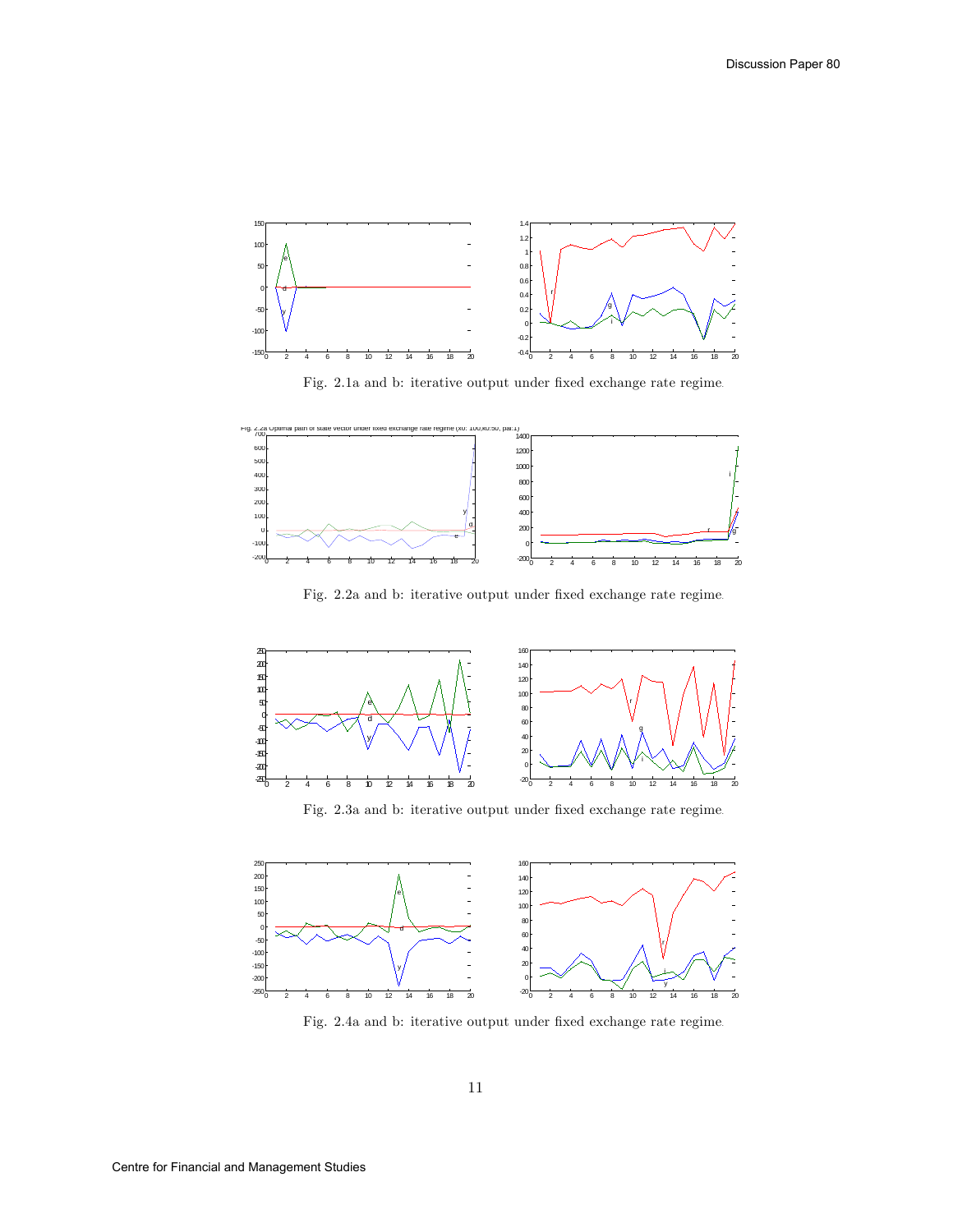Fig. 2.1a and b: iterative output under fixed exchange rate regime.

Fig. 2.2a and b: iterative output under fixed exchange rate regime.

Fig. 2.3a and b: iterative output under fixed exchange rate regime.

Fig. 2.4a and b: iterative output under fixed exchange rate regime.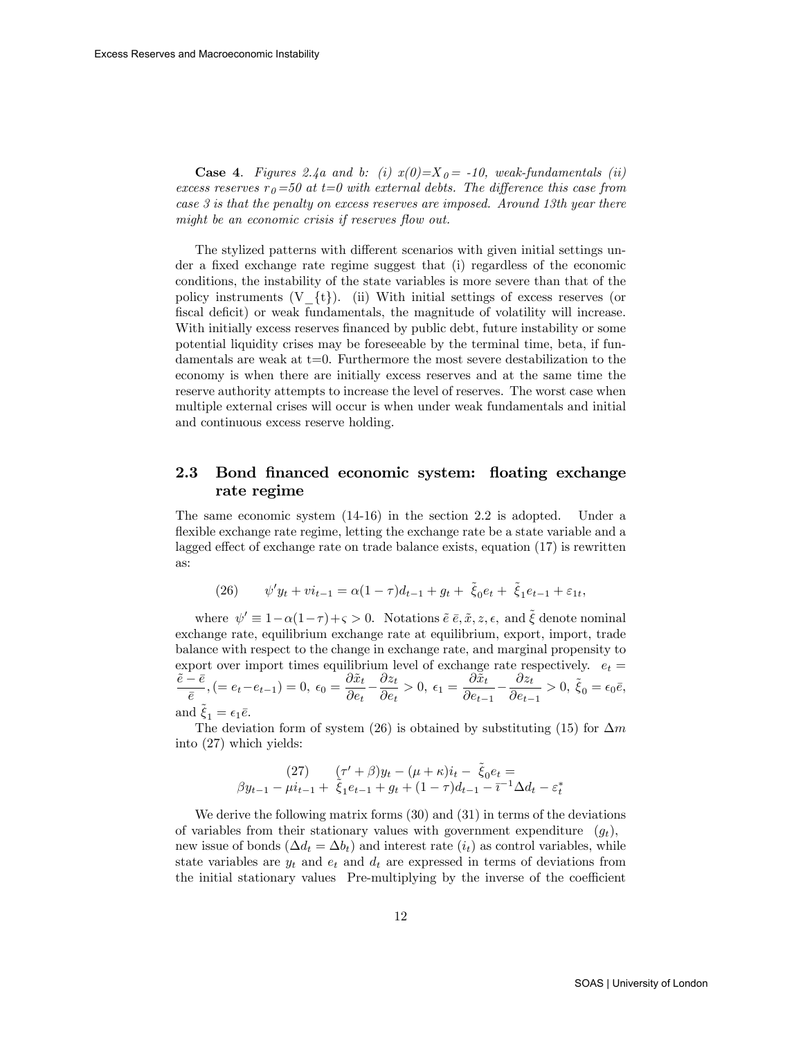**Case 4**. *Figures 2.4a and b: (i) x(0)=$X_0$= -10, weak-fundamentals (ii) excess reserves $r_0$=50 at t=0 with external debts. The difference this case from case 3 is that the penalty on excess reserves are imposed. Around 13th year there might be an economic crisis if reserves flow out.*

The stylized patterns with different scenarios with given initial settings under a fixed exchange rate regime suggest that (i) regardless of the economic conditions, the instability of the state variables is more severe than that of the policy instruments (V_{t}). (ii) With initial settings of excess reserves (or fiscal deficit) or weak fundamentals, the magnitude of volatility will increase. With initially excess reserves financed by public debt, future instability or some potential liquidity crises may be foreseeable by the terminal time, beta, if fundamentals are weak at t=0. Furthermore the most severe destabilization to the economy is when there are initially excess reserves and at the same time the reserve authority attempts to increase the level of reserves. The worst case when multiple external crises will occur is when under weak fundamentals and initial and continuous excess reserve holding.

## 2.3 Bond financed economic system: floating exchange rate regime

The same economic system (14-16) in the section 2.2 is adopted. Under a flexible exchange rate regime, letting the exchange rate be a state variable and a lagged effect of exchange rate on trade balance exists, equation (17) is rewritten as:

$$(26) \qquad \psi' y_t + v i_{t-1} = \alpha(1-\tau)d_{t-1} + g_t + \tilde{\xi}_0 e_t + \tilde{\xi}_1 e_{t-1} + \varepsilon_{1t},$$

where $\psi' \equiv 1-\alpha(1-\tau)+\varsigma > 0$. Notations $\tilde{e}$ $\bar{e}, \tilde{x}, z, \epsilon,$ and $\tilde{\xi}$ denote nominal exchange rate, equilibrium exchange rate at equilibrium, export, import, trade balance with respect to the change in exchange rate, and marginal propensity to export over import times equilibrium level of exchange rate respectively. $e_t = \dfrac{\tilde{e}-\bar{e}}{\bar{e}}, (= e_t - e_{t-1}) = 0,$ $\epsilon_0 = \dfrac{\partial \tilde{x}_t}{\partial e_t} - \dfrac{\partial z_t}{\partial e_t} > 0,$ $\epsilon_1 = \dfrac{\partial \tilde{x}_t}{\partial e_{t-1}} - \dfrac{\partial z_t}{\partial e_{t-1}} > 0,$ $\tilde{\xi}_0 = \epsilon_0 \bar{e},$ and $\tilde{\xi}_1 = \epsilon_1 \bar{e}$.

The deviation form of system (26) is obtained by substituting (15) for $\Delta m$ into (27) which yields:

$$(27) \qquad (\tau' + \beta)y_t - (\mu + \kappa)i_t - \tilde{\xi}_0 e_t = \beta y_{t-1} - \mu i_{t-1} + \tilde{\xi}_1 e_{t-1} + g_t + (1-\tau)d_{t-1} - \bar{\iota}^{-1}\Delta d_t - \varepsilon_t^*$$

We derive the following matrix forms (30) and (31) in terms of the deviations of variables from their stationary values with government expenditure ($g_t$), new issue of bonds ($\Delta d_t = \Delta b_t$) and interest rate ($i_t$) as control variables, while state variables are $y_t$ and $e_t$ and $d_t$ are expressed in terms of deviations from the initial stationary values Pre-multiplying by the inverse of the coefficient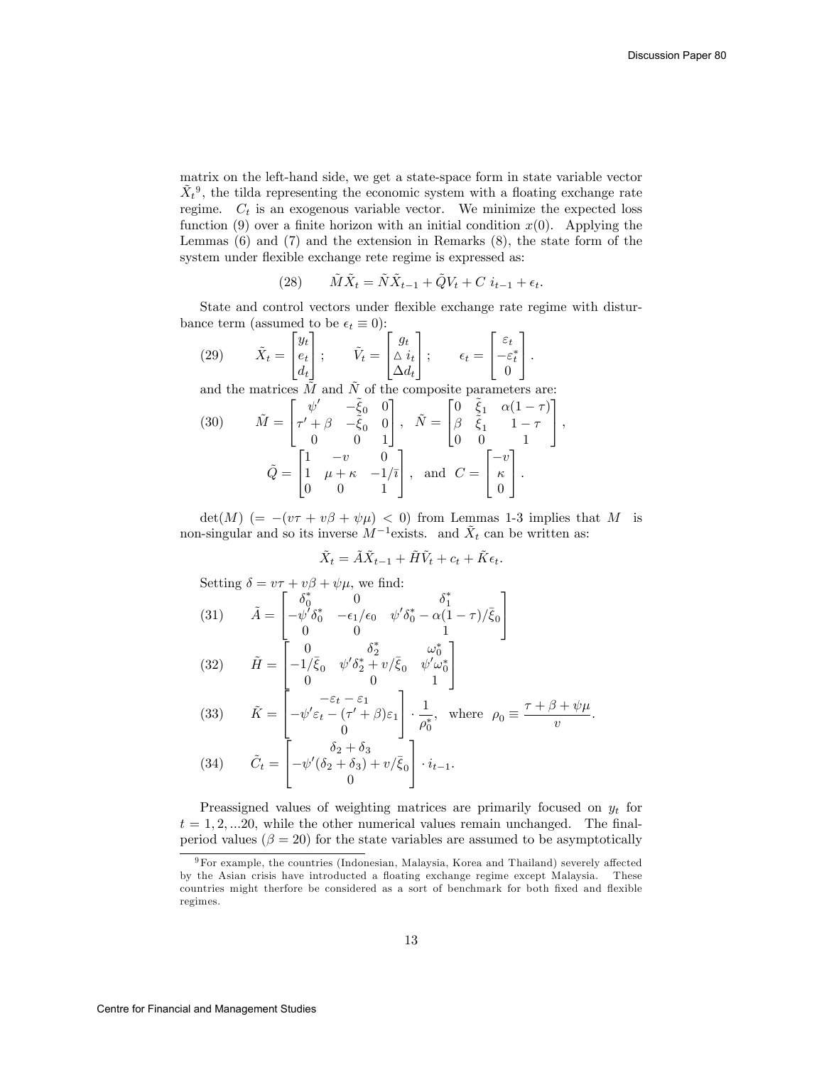matrix on the left-hand side, we get a state-space form in state variable vector $\tilde{X}_t$[9], the tilda representing the economic system with a floating exchange rate regime. $C_t$ is an exogenous variable vector. We minimize the expected loss function (9) over a finite horizon with an initial condition $x(0)$. Applying the Lemmas (6) and (7) and the extension in Remarks (8), the state form of the system under flexible exchange rete regime is expressed as:

$$\tilde{M}\tilde{X}_t = \tilde{N}\tilde{X}_{t-1} + \tilde{Q}V_t + C\ i_{t-1} + \epsilon_t. \tag{28}$$

State and control vectors under flexible exchange rate regime with disturbance term (assumed to be $\epsilon_t \equiv 0$):

$$\tilde{X}_t = \begin{bmatrix} y_t \\ e_t \\ d_t \end{bmatrix}; \qquad \tilde{V}_t = \begin{bmatrix} g_t \\ \triangle\, i_t \\ \Delta d_t \end{bmatrix}; \qquad \epsilon_t = \begin{bmatrix} \varepsilon_t \\ -\varepsilon_t^* \\ 0 \end{bmatrix}. \tag{29}$$

and the matrices $\tilde{M}$ and $\tilde{N}$ of the composite parameters are:

$$\tilde{M} = \begin{bmatrix} \psi' & -\bar{\xi}_0 & 0 \\ \tau' + \beta & -\bar{\xi}_0 & 0 \\ 0 & 0 & 1 \end{bmatrix}, \quad \tilde{N} = \begin{bmatrix} 0 & \bar{\xi}_1 & \alpha(1-\tau) \\ \beta & \bar{\xi}_1 & 1-\tau \\ 0 & 0 & 1 \end{bmatrix}, \tag{30}$$

$$\tilde{Q} = \begin{bmatrix} 1 & -v & 0 \\ 1 & \mu + \kappa & -1/\bar{\imath} \\ 0 & 0 & 1 \end{bmatrix}, \quad \text{and} \quad C = \begin{bmatrix} -v \\ \kappa \\ 0 \end{bmatrix}.$$

$\det(M)$ $(= -(v\tau + v\beta + \psi\mu) < 0)$ from Lemmas 1-3 implies that $M$ is non-singular and so its inverse $M^{-1}$exists. and $\tilde{X}_t$ can be written as:

$$\tilde{X}_t = \tilde{A}\tilde{X}_{t-1} + \tilde{H}\tilde{V}_t + c_t + \tilde{K}\epsilon_t.$$

Setting $\delta = v\tau + v\beta + \psi\mu$, we find:

$$\tilde{A} = \begin{bmatrix} \delta_0^* & 0 & \delta_1^* \\ -\psi'\delta_0^* & -\epsilon_1/\epsilon_0 & \psi'\delta_0^* - \alpha(1-\tau)/\bar{\xi}_0 \\ 0 & 0 & 1 \end{bmatrix} \tag{31}$$

$$\tilde{H} = \begin{bmatrix} 0 & \delta_2^* & \omega_0^* \\ -1/\bar{\xi}_0 & \psi'\delta_2^* + v/\bar{\xi}_0 & \psi'\omega_0^* \\ 0 & 0 & 1 \end{bmatrix} \tag{32}$$

$$\tilde{K} = \begin{bmatrix} -\varepsilon_t - \varepsilon_1 \\ -\psi'\varepsilon_t - (\tau' + \beta)\varepsilon_1 \\ 0 \end{bmatrix} \cdot \frac{1}{\rho_0^*}, \quad \text{where} \quad \rho_0 \equiv \frac{\tau + \beta + \psi\mu}{v}. \tag{33}$$

$$\tilde{C}_t = \begin{bmatrix} \delta_2 + \delta_3 \\ -\psi'(\delta_2 + \delta_3) + v/\bar{\xi}_0 \\ 0 \end{bmatrix} \cdot i_{t-1}. \tag{34}$$

Preassigned values of weighting matrices are primarily focused on $y_t$ for $t = 1, 2, ...20$, while the other numerical values remain unchanged. The final-period values ($\beta = 20$) for the state variables are assumed to be asymptotically

[9] For example, the countries (Indonesian, Malaysia, Korea and Thailand) severely affected by the Asian crisis have introducted a floating exchange regime except Malaysia. These countries might therfore be considered as a sort of benchmark for both fixed and flexible regimes.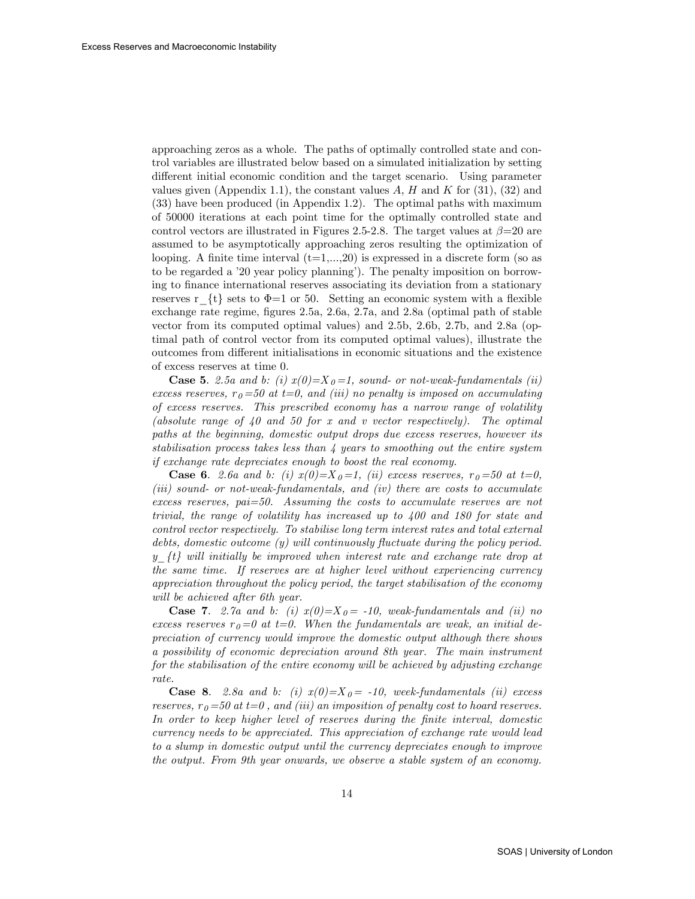approaching zeros as a whole. The paths of optimally controlled state and control variables are illustrated below based on a simulated initialization by setting different initial economic condition and the target scenario. Using parameter values given (Appendix 1.1), the constant values $A$, $H$ and $K$ for (31), (32) and (33) have been produced (in Appendix 1.2). The optimal paths with maximum of 50000 iterations at each point time for the optimally controlled state and control vectors are illustrated in Figures 2.5-2.8. The target values at $\beta$=20 are assumed to be asymptotically approaching zeros resulting the optimization of looping. A finite time interval (t=1,...,20) is expressed in a discrete form (so as to be regarded a '20 year policy planning'). The penalty imposition on borrowing to finance international reserves associating its deviation from a stationary reserves r_{t} sets to $\Phi$=1 or 50. Setting an economic system with a flexible exchange rate regime, figures 2.5a, 2.6a, 2.7a, and 2.8a (optimal path of stable vector from its computed optimal values) and 2.5b, 2.6b, 2.7b, and 2.8a (optimal path of control vector from its computed optimal values), illustrate the outcomes from different initialisations in economic situations and the existence of excess reserves at time 0.

**Case 5**. *2.5a and b: (i) $x(0)=X_0=1$, sound- or not-weak-fundamentals (ii) excess reserves, $r_0=50$ at t=0, and (iii) no penalty is imposed on accumulating of excess reserves. This prescribed economy has a narrow range of volatility (absolute range of 40 and 50 for x and v vector respectively). The optimal paths at the beginning, domestic output drops due excess reserves, however its stabilisation process takes less than 4 years to smoothing out the entire system if exchange rate depreciates enough to boost the real economy.*

**Case 6**. *2.6a and b: (i) $x(0)=X_0=1$, (ii) excess reserves, $r_0=50$ at t=0, (iii) sound- or not-weak-fundamentals, and (iv) there are costs to accumulate excess reserves, pai=50. Assuming the costs to accumulate reserves are not trivial, the range of volatility has increased up to 400 and 180 for state and control vector respectively. To stabilise long term interest rates and total external debts, domestic outcome (y) will continuously fluctuate during the policy period. y_{t} will initially be improved when interest rate and exchange rate drop at the same time. If reserves are at higher level without experiencing currency appreciation throughout the policy period, the target stabilisation of the economy will be achieved after 6th year.*

**Case 7**. *2.7a and b: (i) $x(0)=X_0=$ -10, weak-fundamentals and (ii) no excess reserves $r_0=0$ at t=0. When the fundamentals are weak, an initial depreciation of currency would improve the domestic output although there shows a possibility of economic depreciation around 8th year. The main instrument for the stabilisation of the entire economy will be achieved by adjusting exchange rate.*

**Case 8**. *2.8a and b: (i) $x(0)=X_0=$ -10, week-fundamentals (ii) excess reserves, $r_0=50$ at t=0 , and (iii) an imposition of penalty cost to hoard reserves. In order to keep higher level of reserves during the finite interval, domestic currency needs to be appreciated. This appreciation of exchange rate would lead to a slump in domestic output until the currency depreciates enough to improve the output. From 9th year onwards, we observe a stable system of an economy.*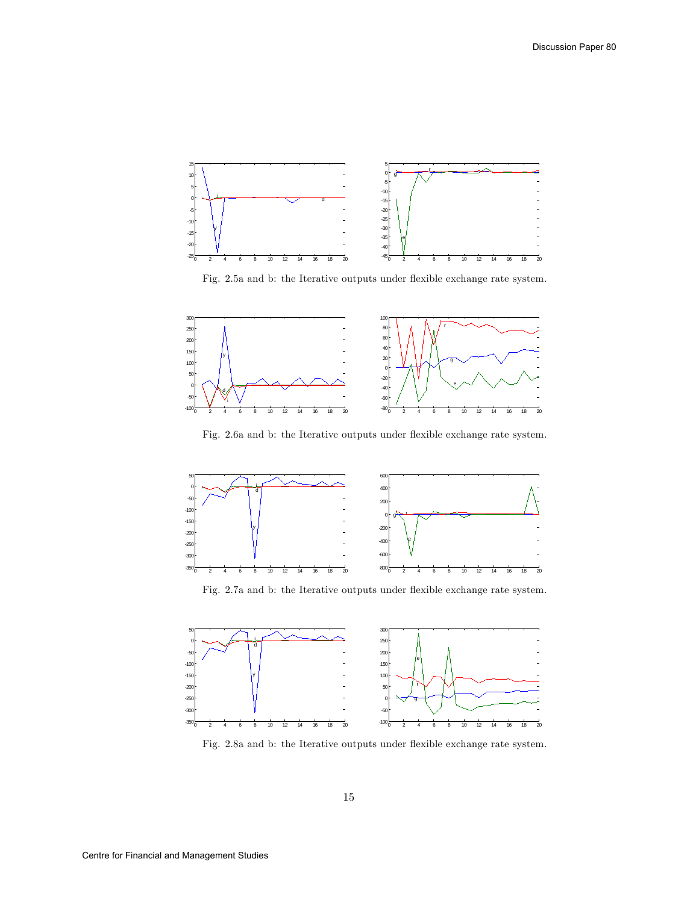Fig. 2.5a and b: the Iterative outputs under flexible exchange rate system.

Fig. 2.6a and b: the Iterative outputs under flexible exchange rate system.

Fig. 2.7a and b: the Iterative outputs under flexible exchange rate system.

Fig. 2.8a and b: the Iterative outputs under flexible exchange rate system.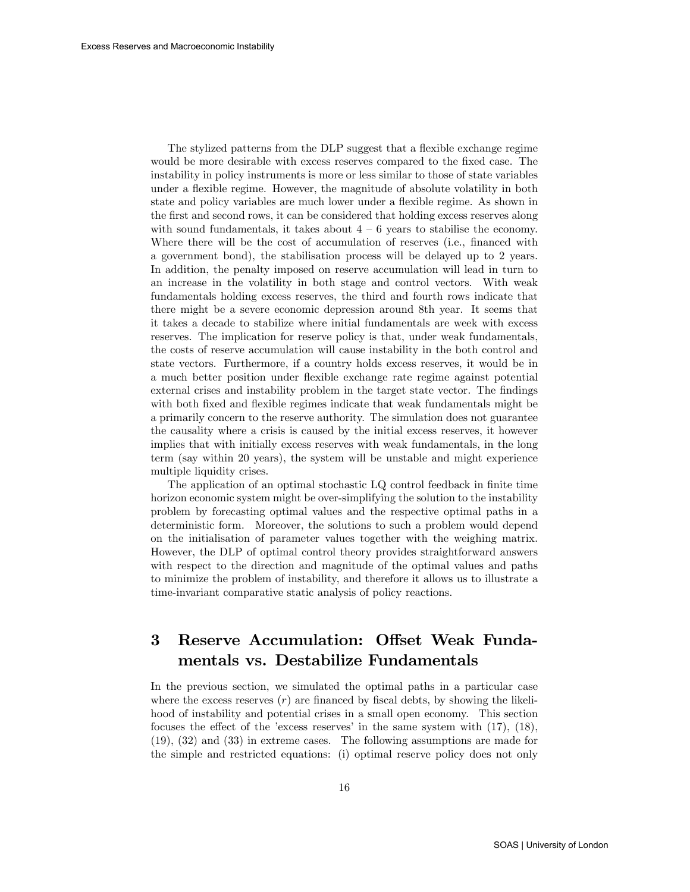The stylized patterns from the DLP suggest that a flexible exchange regime would be more desirable with excess reserves compared to the fixed case. The instability in policy instruments is more or less similar to those of state variables under a flexible regime. However, the magnitude of absolute volatility in both state and policy variables are much lower under a flexible regime. As shown in the first and second rows, it can be considered that holding excess reserves along with sound fundamentals, it takes about 4 – 6 years to stabilise the economy. Where there will be the cost of accumulation of reserves (i.e., financed with a government bond), the stabilisation process will be delayed up to 2 years. In addition, the penalty imposed on reserve accumulation will lead in turn to an increase in the volatility in both stage and control vectors. With weak fundamentals holding excess reserves, the third and fourth rows indicate that there might be a severe economic depression around 8th year. It seems that it takes a decade to stabilize where initial fundamentals are week with excess reserves. The implication for reserve policy is that, under weak fundamentals, the costs of reserve accumulation will cause instability in the both control and state vectors. Furthermore, if a country holds excess reserves, it would be in a much better position under flexible exchange rate regime against potential external crises and instability problem in the target state vector. The findings with both fixed and flexible regimes indicate that weak fundamentals might be a primarily concern to the reserve authority. The simulation does not guarantee the causality where a crisis is caused by the initial excess reserves, it however implies that with initially excess reserves with weak fundamentals, in the long term (say within 20 years), the system will be unstable and might experience multiple liquidity crises.

The application of an optimal stochastic LQ control feedback in finite time horizon economic system might be over-simplifying the solution to the instability problem by forecasting optimal values and the respective optimal paths in a deterministic form. Moreover, the solutions to such a problem would depend on the initialisation of parameter values together with the weighing matrix. However, the DLP of optimal control theory provides straightforward answers with respect to the direction and magnitude of the optimal values and paths to minimize the problem of instability, and therefore it allows us to illustrate a time-invariant comparative static analysis of policy reactions.

# 3 Reserve Accumulation: Offset Weak Fundamentals vs. Destabilize Fundamentals

In the previous section, we simulated the optimal paths in a particular case where the excess reserves ($r$) are financed by fiscal debts, by showing the likelihood of instability and potential crises in a small open economy. This section focuses the effect of the 'excess reserves' in the same system with (17), (18), (19), (32) and (33) in extreme cases. The following assumptions are made for the simple and restricted equations: (i) optimal reserve policy does not only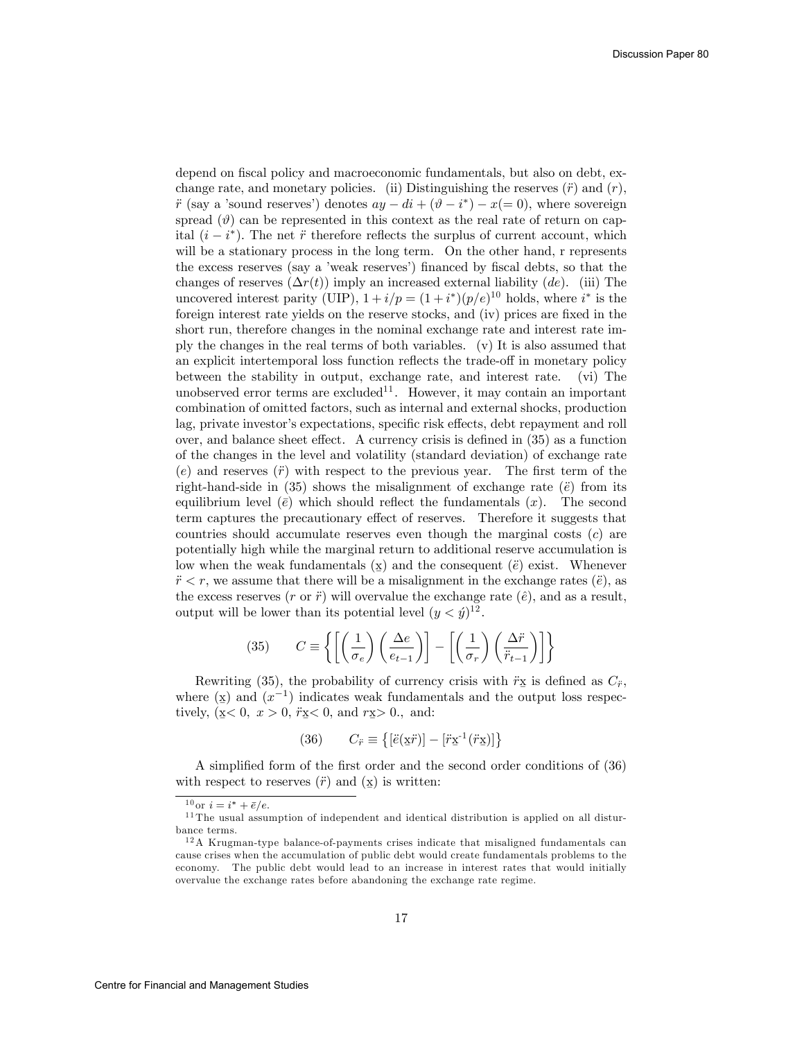depend on fiscal policy and macroeconomic fundamentals, but also on debt, exchange rate, and monetary policies. (ii) Distinguishing the reserves ($\ddot{r}$) and ($r$), $\ddot{r}$ (say a 'sound reserves') denotes $ay - di + (\vartheta - i^*) - x (= 0)$, where sovereign spread ($\vartheta$) can be represented in this context as the real rate of return on capital ($i - i^*$). The net $\ddot{r}$ therefore reflects the surplus of current account, which will be a stationary process in the long term. On the other hand, r represents the excess reserves (say a 'weak reserves') financed by fiscal debts, so that the changes of reserves ($\Delta r(t)$) imply an increased external liability ($de$). (iii) The uncovered interest parity (UIP), $1 + i/p = (1 + i^*)(p/e)$[10] holds, where $i^*$ is the foreign interest rate yields on the reserve stocks, and (iv) prices are fixed in the short run, therefore changes in the nominal exchange rate and interest rate imply the changes in the real terms of both variables. (v) It is also assumed that an explicit intertemporal loss function reflects the trade-off in monetary policy between the stability in output, exchange rate, and interest rate. (vi) The unobserved error terms are excluded[11]. However, it may contain an important combination of omitted factors, such as internal and external shocks, production lag, private investor's expectations, specific risk effects, debt repayment and roll over, and balance sheet effect. A currency crisis is defined in (35) as a function of the changes in the level and volatility (standard deviation) of exchange rate ($e$) and reserves ($\ddot{r}$) with respect to the previous year. The first term of the right-hand-side in (35) shows the misalignment of exchange rate ($\ddot{e}$) from its equilibrium level ($\bar{e}$) which should reflect the fundamentals ($x$). The second term captures the precautionary effect of reserves. Therefore it suggests that countries should accumulate reserves even though the marginal costs ($c$) are potentially high while the marginal return to additional reserve accumulation is low when the weak fundamentals ($\underline{x}$) and the consequent ($\ddot{e}$) exist. Whenever $\ddot{r} < r$, we assume that there will be a misalignment in the exchange rates ($\ddot{e}$), as the excess reserves ($r$ or $\ddot{r}$) will overvalue the exchange rate ($\hat{e}$), and as a result, output will be lower than its potential level ($y < \acute{y}$)[12].

$$(35) \qquad C \equiv \left\{ \left[ \left( \frac{1}{\sigma_e} \right) \left( \frac{\Delta e}{e_{t-1}} \right) \right] - \left[ \left( \frac{1}{\sigma_r} \right) \left( \frac{\Delta \ddot{r}}{\ddot{r}_{t-1}} \right) \right] \right\}$$

Rewriting (35), the probability of currency crisis with $\ddot{r}\underline{x}$ is defined as $C_{\ddot{r}}$, where ($\underline{x}$) and ($x^{-1}$) indicates weak fundamentals and the output loss respectively, ($\underline{x} < 0,\ x > 0,\ \ddot{r}\underline{x} < 0$, and $r\underline{x} > 0.$, and:

$$(36) \qquad C_{\ddot{r}} \equiv \left\{ [\ddot{e}(\underline{x}\ddot{r})] - [\ddot{r}\underline{x}^{-1}(\ddot{r}\underline{x})] \right\}$$

A simplified form of the first order and the second order conditions of (36) with respect to reserves ($\ddot{r}$) and ($\underline{x}$) is written:

[10] or $i = i^* + \bar{e}/e$.

[11] The usual assumption of independent and identical distribution is applied on all disturbance terms.

[12] A Krugman-type balance-of-payments crises indicate that misaligned fundamentals can cause crises when the accumulation of public debt would create fundamentals problems to the economy. The public debt would lead to an increase in interest rates that would initially overvalue the exchange rates before abandoning the exchange rate regime.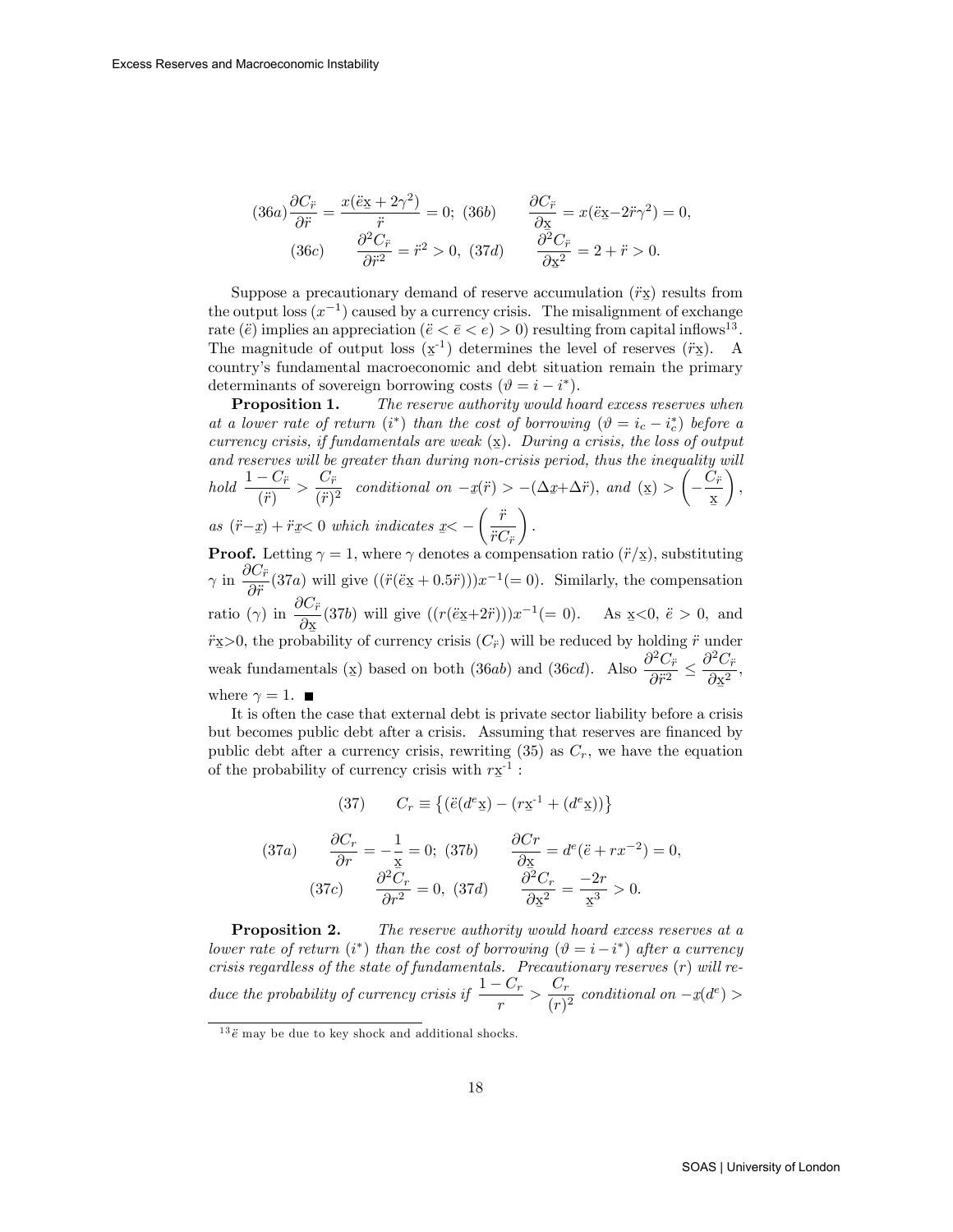$$(36a)\frac{\partial C_{\ddot{r}}}{\partial \ddot{r}} = \frac{x(\ddot{e}\underline{x} + 2\gamma^2)}{\ddot{r}} = 0;\ (36b) \qquad \frac{\partial C_{\ddot{r}}}{\partial \underline{x}} = x(\ddot{e}\underline{x} - 2\ddot{r}\gamma^2) = 0,$$

$$(36c) \qquad \frac{\partial^2 C_{\ddot{r}}}{\partial \ddot{r}^2} = \ddot{r}^2 > 0,\ (37d) \qquad \frac{\partial^2 C_{\ddot{r}}}{\partial \underline{x}^2} = 2 + \ddot{r} > 0.$$

Suppose a precautionary demand of reserve accumulation ($\ddot{r}\underline{x}$) results from the output loss ($x^{-1}$) caused by a currency crisis. The misalignment of exchange rate ($\ddot{e}$) implies an appreciation ($\ddot{e} < \bar{e} < e) > 0$) resulting from capital inflows[13]. The magnitude of output loss ($\underline{x}^{-1}$) determines the level of reserves ($\ddot{r}\underline{x}$). A country's fundamental macroeconomic and debt situation remain the primary determinants of sovereign borrowing costs ($\vartheta = i - i^*$).

**Proposition 1.** *The reserve authority would hoard excess reserves when at a lower rate of return ($i^*$) than the cost of borrowing ($\vartheta = i_c - i_c^*$) before a currency crisis, if fundamentals are weak ($\underline{x}$). During a crisis, the loss of output and reserves will be greater than during non-crisis period, thus the inequality will hold* $\frac{1 - C_{\ddot{r}}}{(\ddot{r})} > \frac{C_{\ddot{r}}}{(\ddot{r})^2}$ *conditional on* $-\underline{x}(\ddot{r}) > -(\Delta\underline{x} + \Delta\ddot{r})$*, and* $(\underline{x}) > \left(-\frac{C_{\ddot{r}}}{\underline{x}}\right)$*, as* $(\ddot{r} - \underline{x}) + \ddot{r}\underline{x} < 0$ *which indicates* $\underline{x} < -\left(\frac{\ddot{r}}{\ddot{r}C_{\ddot{r}}}\right)$.

**Proof.** Letting $\gamma = 1$, where $\gamma$ denotes a compensation ratio ($\ddot{r}/\underline{x}$), substituting $\gamma$ in $\frac{\partial C_{\ddot{r}}}{\partial \ddot{r}}(37a)$ will give $((\ddot{r}(\ddot{e}\underline{x} + 0.5\ddot{r})))x^{-1}(= 0)$. Similarly, the compensation ratio ($\gamma$) in $\frac{\partial C_{\ddot{r}}}{\partial \underline{x}}(37b)$ will give $((r(\ddot{e}\underline{x} + 2\ddot{r})))x^{-1}(= 0)$. As $\underline{x} < 0$, $\ddot{e} > 0$, and $\ddot{r}\underline{x} > 0$, the probability of currency crisis ($C_{\ddot{r}}$) will be reduced by holding $\ddot{r}$ under weak fundamentals ($\underline{x}$) based on both ($36ab$) and ($36cd$). Also $\frac{\partial^2 C_{\ddot{r}}}{\partial \ddot{r}^2} \leq \frac{\partial^2 C_{\ddot{r}}}{\partial \underline{x}^2}$, where $\gamma = 1$. ■

It is often the case that external debt is private sector liability before a crisis but becomes public debt after a crisis. Assuming that reserves are financed by public debt after a currency crisis, rewriting (35) as $C_r$, we have the equation of the probability of currency crisis with $r\underline{x}^{-1}$ :

$$(37) \qquad C_r \equiv \left\{(\ddot{e}(d^e\underline{x}) - (r\underline{x}^{-1} + (d^e\underline{x}))\right\}$$

$$(37a) \qquad \frac{\partial C_r}{\partial r} = -\frac{1}{\underline{x}} = 0;\ (37b) \qquad \frac{\partial Cr}{\partial \underline{x}} = d^e(\ddot{e} + rx^{-2}) = 0,$$

$$(37c) \qquad \frac{\partial^2 C_r}{\partial r^2} = 0,\ (37d) \qquad \frac{\partial^2 C_r}{\partial \underline{x}^2} = \frac{-2r}{\underline{x}^3} > 0.$$

**Proposition 2.** *The reserve authority would hoard excess reserves at a lower rate of return ($i^*$) than the cost of borrowing ($\vartheta = i - i^*$) after a currency crisis regardless of the state of fundamentals. Precautionary reserves ($r$) will reduce the probability of currency crisis if* $\frac{1 - C_r}{r} > \frac{C_r}{(r)^2}$ *conditional on* $-\underline{x}(d^e) >$

[13] $\ddot{e}$ may be due to key shock and additional shocks.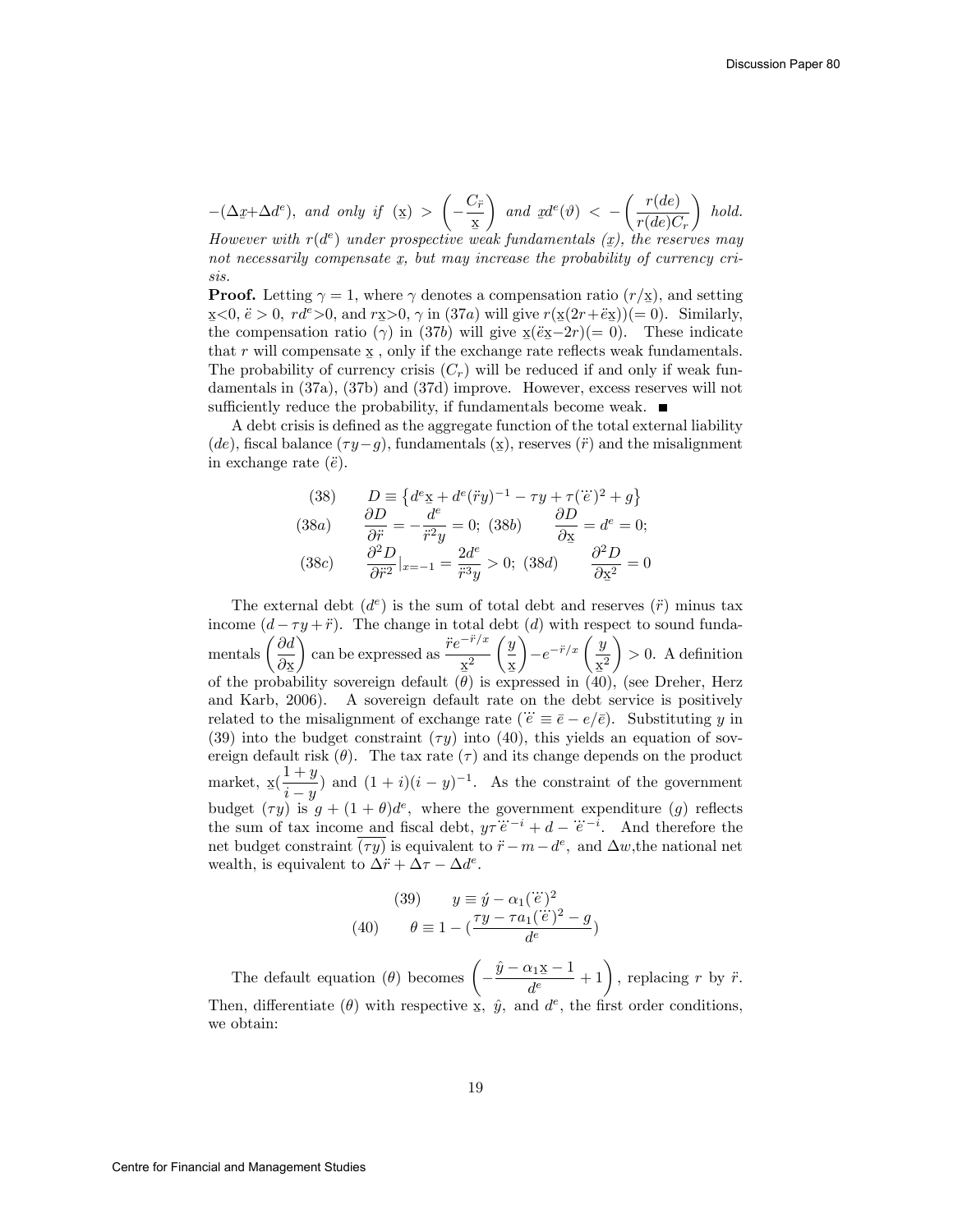$-(\Delta \underline{x}+\Delta d^e)$, *and only if* $(\underline{\mathrm{x}}) > \left(-\frac{C_{\ddot{r}}}{\underline{\mathrm{x}}}\right)$ *and* $\underline{x}d^e(\vartheta) < -\left(\frac{r(de)}{r(de)C_r}\right)$ *hold. However with* $r(d^e)$ *under prospective weak fundamentals* $(\underline{x})$*, the reserves may not necessarily compensate* $\underline{x}$*, but may increase the probability of currency crisis.*

**Proof.** Letting $\gamma = 1$, where $\gamma$ denotes a compensation ratio $(r/\underline{\mathrm{x}})$, and setting $\underline{\mathrm{x}}<0$, $\ddot{e} > 0$, $rd^e>0$, and $r\underline{\mathrm{x}}>0$, $\gamma$ in $(37a)$ will give $r(\underline{\mathrm{x}}(2r+\ddot{e}\underline{\mathrm{x}}))(=0)$. Similarly, the compensation ratio $(\gamma)$ in $(37b)$ will give $\underline{\mathrm{x}}(\ddot{e}\underline{\mathrm{x}}-2r)(=0)$. These indicate that $r$ will compensate $\underline{\mathrm{x}}$ , only if the exchange rate reflects weak fundamentals. The probability of currency crisis $(C_r)$ will be reduced if and only if weak fundamentals in (37a), (37b) and (37d) improve. However, excess reserves will not sufficiently reduce the probability, if fundamentals become weak. ■

A debt crisis is defined as the aggregate function of the total external liability $(de)$, fiscal balance $(\tau y - g)$, fundamentals $(\underline{\mathrm{x}})$, reserves $(\ddot{r})$ and the misalignment in exchange rate $(\ddot{e})$.

$$(38) \qquad D \equiv \left\{d^e\underline{\mathrm{x}} + d^e(\ddot{r}y)^{-1} - \tau y + \tau(\ddot{\ddot{e}})^2 + g\right\}$$

$$(38a) \qquad \frac{\partial D}{\partial \ddot{r}} = -\frac{d^e}{\ddot{r}^2 y} = 0; \; (38b) \qquad \frac{\partial D}{\partial \underline{\mathrm{x}}} = d^e = 0;$$

$$(38c) \qquad \frac{\partial^2 D}{\partial \ddot{r}^2}|_{x=-1} = \frac{2d^e}{\ddot{r}^3 y} > 0; \; (38d) \qquad \frac{\partial^2 D}{\partial \underline{\mathrm{x}}^2} = 0$$

The external debt $(d^e)$ is the sum of total debt and reserves $(\ddot{r})$ minus tax income $(d - \tau y + \ddot{r})$. The change in total debt $(d)$ with respect to sound fundamentals $\left(\frac{\partial d}{\partial \underline{\mathrm{x}}}\right)$ can be expressed as $\frac{\ddot{r}e^{-\ddot{r}/x}}{\underline{\mathrm{x}}^2}\left(\frac{y}{\underline{\mathrm{x}}}\right) - e^{-\ddot{r}/x}\left(\frac{y}{\underline{\mathrm{x}}^2}\right) > 0$. A definition of the probability sovereign default $(\theta)$ is expressed in (40), (see Dreher, Herz and Karb, 2006). A sovereign default rate on the debt service is positively related to the misalignment of exchange rate $(\ddot{\ddot{e}} \equiv \bar{e} - e/\bar{e})$. Substituting $y$ in (39) into the budget constraint $(\tau y)$ into (40), this yields an equation of sovereign default risk $(\theta)$. The tax rate $(\tau)$ and its change depends on the product market, $\underline{\mathrm{x}}(\frac{1+y}{i-y})$ and $(1+i)(i-y)^{-1}$. As the constraint of the government budget $(\tau y)$ is $g + (1+\theta)d^e$, where the government expenditure $(g)$ reflects the sum of tax income and fiscal debt, $y\tau\ddot{\ddot{e}}^{-i} + d - \ddot{\ddot{e}}^{-i}$. And therefore the net budget constraint $\overline{(\tau y)}$ is equivalent to $\ddot{r} - m - d^e$, and $\Delta w$,the national net wealth, is equivalent to $\Delta\ddot{r} + \Delta\tau - \Delta d^e$.

$$(39) \qquad y \equiv \acute{y} - \alpha_1(\ddot{\ddot{e}})^2$$

$$(40) \qquad \theta \equiv 1 - (\frac{\tau y - \tau a_1(\ddot{\ddot{e}})^2 - g}{d^e})$$

The default equation $(\theta)$ becomes $\left(-\frac{\hat{y} - \alpha_1\underline{\mathrm{x}} - 1}{d^e} + 1\right)$, replacing $r$ by $\ddot{r}$. Then, differentiate $(\theta)$ with respective $\underline{\mathrm{x}}$, $\hat{y}$, and $d^e$, the first order conditions, we obtain: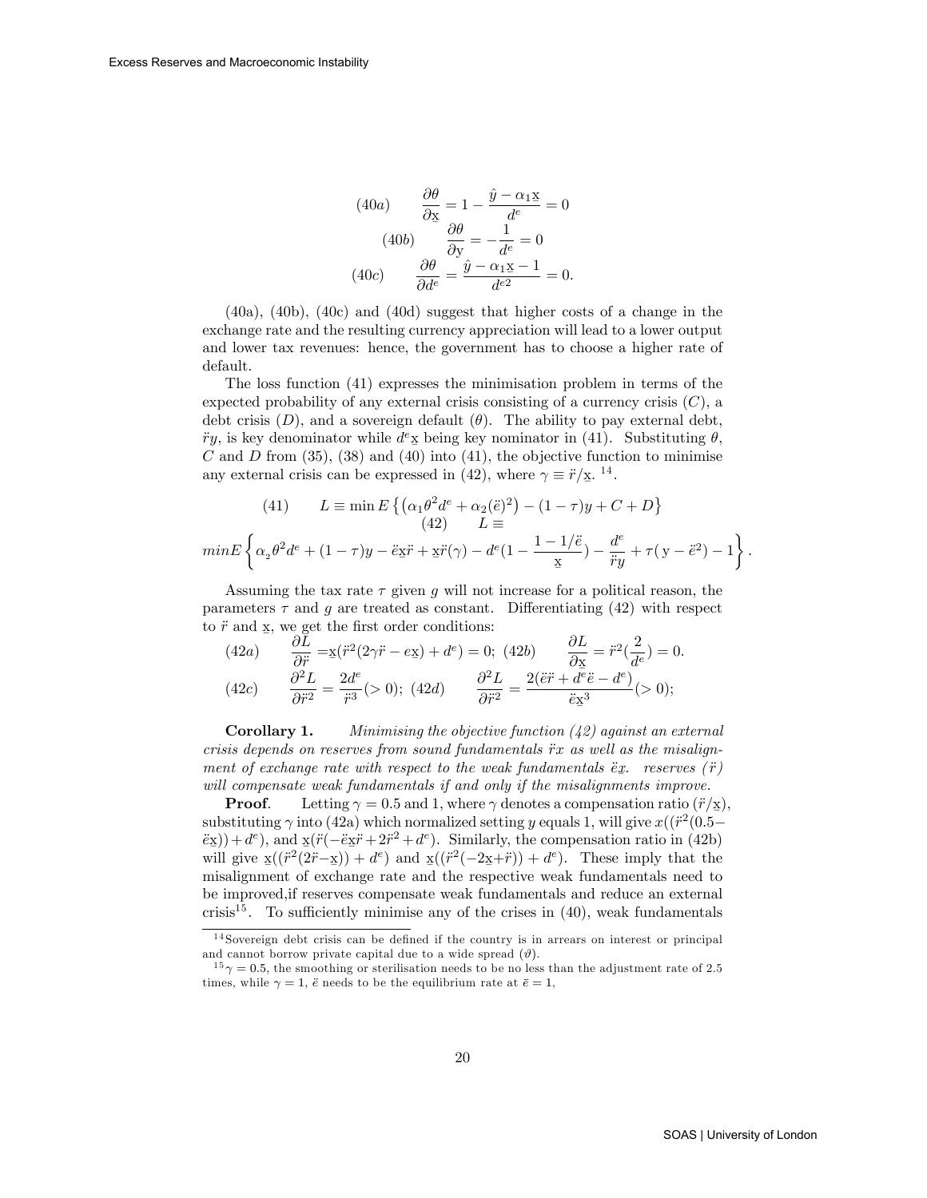$$(40a) \qquad \frac{\partial \theta}{\partial \underline{\mathrm{x}}} = 1 - \frac{\hat{y} - \alpha_1 \underline{\mathrm{x}}}{d^e} = 0$$

$$(40b) \qquad \frac{\partial \theta}{\partial \mathrm{y}} = -\frac{1}{d^e} = 0$$

$$(40c) \qquad \frac{\partial \theta}{\partial d^e} = \frac{\hat{y} - \alpha_1 \underline{\mathrm{x}} - 1}{d^{e2}} = 0.$$

(40a), (40b), (40c) and (40d) suggest that higher costs of a change in the exchange rate and the resulting currency appreciation will lead to a lower output and lower tax revenues: hence, the government has to choose a higher rate of default.

The loss function (41) expresses the minimisation problem in terms of the expected probability of any external crisis consisting of a currency crisis ($C$), a debt crisis ($D$), and a sovereign default ($\theta$). The ability to pay external debt, $\ddot{r}y$, is key denominator while $d^e\underline{\mathrm{x}}$ being key nominator in (41). Substituting $\theta$, $C$ and $D$ from (35), (38) and (40) into (41), the objective function to minimise any external crisis can be expressed in (42), where $\gamma \equiv \ddot{r}/\underline{\mathrm{x}}$. [14].

$$(41) \qquad L \equiv \min E\left\{\left(\alpha_1 \theta^2 d^e + \alpha_2 (\ddot{e})^2\right) - (1-\tau)y + C + D\right\}$$

$$(42) \qquad L \equiv$$

$$minE\left\{\alpha_2 \theta^2 d^e + (1-\tau)y - \ddot{e}\underline{\mathrm{x}}\ddot{r} + \underline{\mathrm{x}}\ddot{r}(\gamma) - d^e\left(1 - \frac{1 - 1/\ddot{e}}{\underline{\mathrm{x}}}\right) - \frac{d^e}{\ddot{r}y} + \tau(\mathrm{y} - \ddot{e}^2) - 1\right\}.$$

Assuming the tax rate $\tau$ given $g$ will not increase for a political reason, the parameters $\tau$ and $g$ are treated as constant. Differentiating (42) with respect to $\ddot{r}$ and $\underline{\mathrm{x}}$, we get the first order conditions:

$$(42a) \qquad \frac{\partial L}{\partial \ddot{r}} = \underline{\mathrm{x}}(\ddot{r}^2(2\gamma\ddot{r} - e\underline{\mathrm{x}}) + d^e) = 0; \quad (42b) \qquad \frac{\partial L}{\partial \underline{\mathrm{x}}} = \ddot{r}^2\left(\frac{2}{d^e}\right) = 0.$$

$$(42c) \qquad \frac{\partial^2 L}{\partial \ddot{r}^2} = \frac{2d^e}{\ddot{r}^3} (> 0); \quad (42d) \qquad \frac{\partial^2 L}{\partial \ddot{r}^2} = \frac{2(\ddot{e}\ddot{r} + d^e\ddot{e} - d^e)}{\ddot{e}\underline{\mathrm{x}}^3} (> 0);$$

**Corollary 1.** *Minimising the objective function (42) against an external crisis depends on reserves from sound fundamentals $\ddot{r}x$ as well as the misalignment of exchange rate with respect to the weak fundamentals $\ddot{e}\underline{x}$. reserves ($\ddot{r}$) will compensate weak fundamentals if and only if the misalignments improve.*

**Proof**. Letting $\gamma = 0.5$ and 1, where $\gamma$ denotes a compensation ratio ($\ddot{r}/\underline{\mathrm{x}}$), substituting $\gamma$ into (42a) which normalized setting $y$ equals 1, will give $x((\ddot{r}^2(0.5 - \ddot{e}\underline{\mathrm{x}})) + d^e)$, and $\underline{\mathrm{x}}(\ddot{r}(-\ddot{e}\underline{\mathrm{x}}\ddot{r} + 2\ddot{r}^2 + d^e)$. Similarly, the compensation ratio in (42b) will give $\underline{\mathrm{x}}((\ddot{r}^2(2\ddot{r} - \underline{\mathrm{x}})) + d^e)$ and $\underline{\mathrm{x}}((\ddot{r}^2(-2\underline{\mathrm{x}} + \ddot{r})) + d^e)$. These imply that the misalignment of exchange rate and the respective weak fundamentals need to be improved,if reserves compensate weak fundamentals and reduce an external crisis[15]. To sufficiently minimise any of the crises in (40), weak fundamentals

---

[14] Sovereign debt crisis can be defined if the country is in arrears on interest or principal and cannot borrow private capital due to a wide spread ($\vartheta$).

[15] $\gamma = 0.5$, the smoothing or sterilisation needs to be no less than the adjustment rate of 2.5 times, while $\gamma = 1$, $\ddot{e}$ needs to be the equilibrium rate at $\bar{e} = 1$,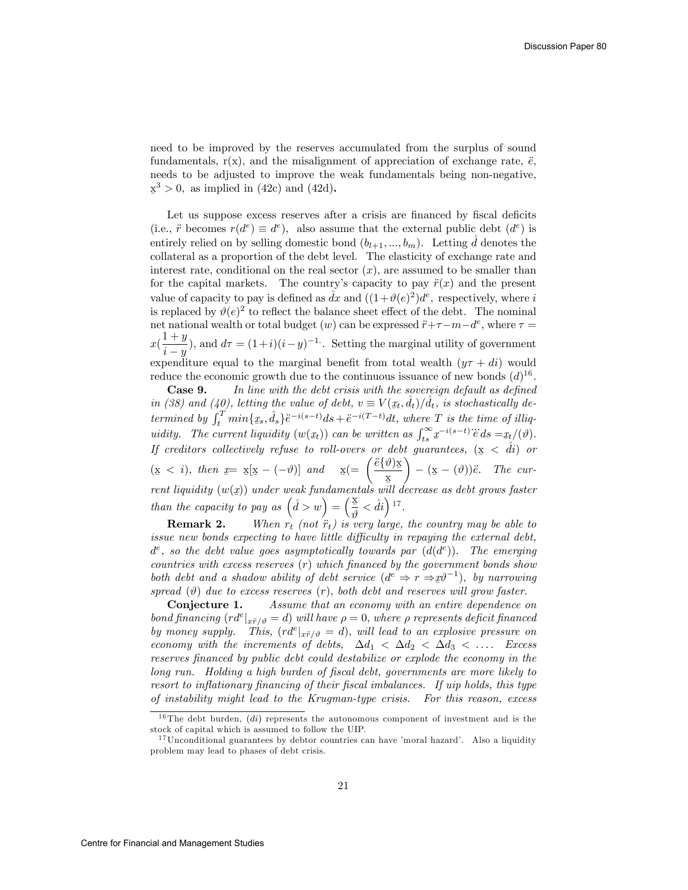need to be improved by the reserves accumulated from the surplus of sound fundamentals, r(x), and the misalignment of appreciation of exchange rate, $\ddot{e}$, needs to be adjusted to improve the weak fundamentals being non-negative, $\underline{\mathrm{x}}^3 > 0$, as implied in (42c) and (42d)**.**

Let us suppose excess reserves after a crisis are financed by fiscal deficits (i.e., $\ddot{r}$ becomes $r(d^e) \equiv d^e$), also assume that the external public debt ($d^e$) is entirely relied on by selling domestic bond $(b_{l+1}, ..., b_m)$. Letting $\mathring{d}$ denotes the collateral as a proportion of the debt level. The elasticity of exchange rate and interest rate, conditional on the real sector ($x$), are assumed to be smaller than for the capital markets. The country's capacity to pay $\ddot{r}(x)$ and the present value of capacity to pay is defined as $\mathring{d}x$ and $((1+\vartheta(e)^2)d^e$, respectively, where $i$ is replaced by $\vartheta(e)^2$ to reflect the balance sheet effect of the debt. The nominal net national wealth or total budget ($w$) can be expressed $\ddot{r}+\tau-m-d^e$, where $\tau = x(\dfrac{1+y}{i-y})$, and $d\tau = (1+i)(i-y)^{-1}$. Setting the marginal utility of government expenditure equal to the marginal benefit from total wealth $(y\tau + di)$ would reduce the economic growth due to the continuous issuance of new bonds $(d)$[16].

**Case 9.** *In line with the debt crisis with the sovereign default as defined in (38) and (40), letting the value of debt,* $v \equiv V(\underline{x}_t, \mathring{d}_t)/\mathring{d}_t$, *is stochastically determined by* $\int_t^T min\{\underline{x}_s, \mathring{d}_s\}\ddot{e}^{-i(s-t)}ds + \ddot{e}^{-i(T-t)}dt$, *where* $T$ *is the time of illiquidity. The current liquidity* $(w(\underline{x}_t))$ *can be written as* $\int_{ts}^{\infty} x^{-i(s-t)}\ddot{e}\,ds = \underline{x}_t/(\vartheta)$. *If creditors collectively refuse to roll-overs or debt guarantees,* $(\underline{\mathrm{x}} < \mathring{d}i)$ *or* $(\underline{\mathrm{x}} < i)$, *then* $\underline{x} = \underline{\mathrm{x}}[\underline{\mathrm{x}} - (-\vartheta)]$ *and* $\underline{\mathrm{x}}(= \left(\dfrac{\ddot{e}\{\vartheta)\underline{\mathrm{x}}}{\underline{\mathrm{x}}}\right) - (\underline{\mathrm{x}} - (\vartheta))\ddot{e}$. *The current liquidity* $(w(\underline{x}))$ *under weak fundamentals will decrease as debt grows faster than the capacity to pay as* $\left(\mathring{d} > w\right) = \left(\dfrac{\underline{\mathrm{x}}}{\vartheta} < \mathring{d}i\right)$[17].

**Remark 2.** *When* $r_t$ *(not* $\ddot{r}_t$*) is very large, the country may be able to issue new bonds expecting to have little difficulty in repaying the external debt,* $d^e$, *so the debt value goes asymptotically towards par* $(d(d^e))$. *The emerging countries with excess reserves* $(r)$ *which financed by the government bonds show both debt and a shadow ability of debt service* $(d^e \Rightarrow r \Rightarrow \underline{x}\vartheta^{-1})$, *by narrowing spread* $(\vartheta)$ *due to excess reserves* $(r)$, *both debt and reserves will grow faster.*

**Conjecture 1.** *Assume that an economy with an entire dependence on bond financing* $(rd^e|_{x\ddot{r}/\vartheta} = d)$ *will have* $\rho = 0$, *where* $\rho$ *represents deficit financed by money supply. This,* $(rd^e|_{x\ddot{r}/\vartheta} = d)$, *will lead to an explosive pressure on economy with the increments of debts,* $\Delta d_1 < \Delta d_2 < \Delta d_3 < \ldots$. *Excess reserves financed by public debt could destabilize or explode the economy in the long run. Holding a high burden of fiscal debt, governments are more likely to resort to inflationary financing of their fiscal imbalances. If uip holds, this type of instability might lead to the Krugman-type crisis. For this reason, excess*

[16] The debt burden, $(di)$ represents the autonomous component of investment and is the stock of capital which is assumed to follow the UIP.

[17] Unconditional guarantees by debtor countries can have 'moral hazard'. Also a liquidity problem may lead to phases of debt crisis.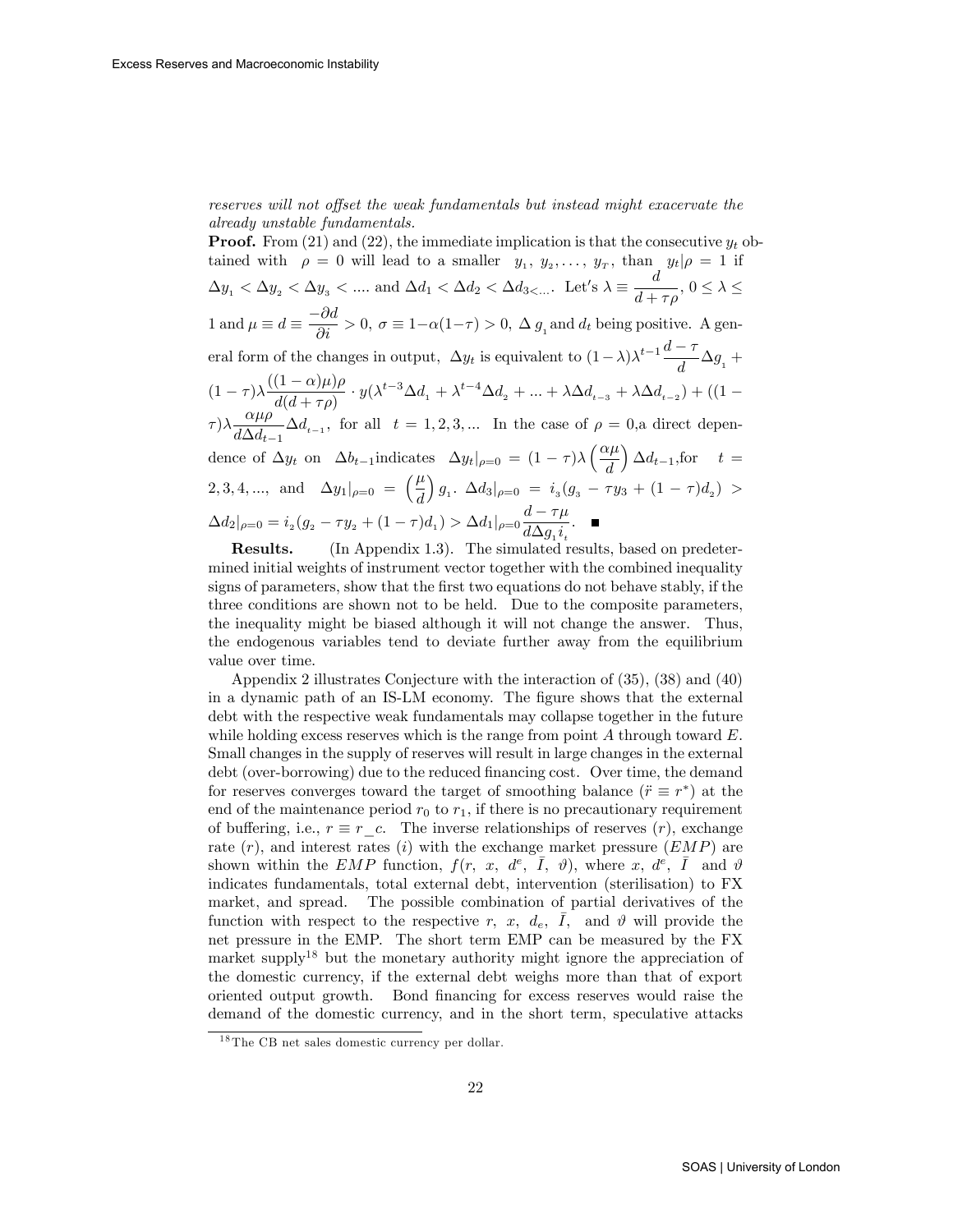*reserves will not offset the weak fundamentals but instead might exacervate the already unstable fundamentals.*

**Proof.** From (21) and (22), the immediate implication is that the consecutive $y_t$ obtained with $\rho = 0$ will lead to a smaller $y_1, y_2, \ldots, y_T$, than $y_t|\rho = 1$ if $\Delta y_1 < \Delta y_2 < \Delta y_3 < \ldots$ and $\Delta d_1 < \Delta d_2 < \Delta d_{3<\ldots}$. Let's $\lambda \equiv \dfrac{d}{d+\tau\rho}$, $0 \leq \lambda \leq 1$ and $\mu \equiv d \equiv \dfrac{-\partial d}{\partial i} > 0$, $\sigma \equiv 1-\alpha(1-\tau) > 0$, $\Delta g_1$ and $d_t$ being positive. A general form of the changes in output, $\Delta y_t$ is equivalent to $(1-\lambda)\lambda^{t-1}\dfrac{d-\tau}{d}\Delta g_1 + (1-\tau)\lambda\dfrac{((1-\alpha)\mu)\rho}{d(d+\tau\rho)} \cdot y(\lambda^{t-3}\Delta d_1 + \lambda^{t-4}\Delta d_2 + \ldots + \lambda\Delta d_{t-3} + \lambda\Delta d_{t-2}) + ((1-\tau)\lambda\dfrac{\alpha\mu\rho}{d\Delta d_{t-1}}\Delta d_{t-1}$, for all $t = 1, 2, 3, \ldots$ In the case of $\rho = 0$,a direct dependence of $\Delta y_t$ on $\Delta b_{t-1}$indicates $\Delta y_t|_{\rho=0} = (1-\tau)\lambda\left(\dfrac{\alpha\mu}{d}\right)\Delta d_{t-1}$,for $t = 2, 3, 4, \ldots$, and $\Delta y_1|_{\rho=0} = \left(\dfrac{\mu}{d}\right)g_1$. $\Delta d_3|_{\rho=0} = i_3(g_3 - \tau y_3 + (1-\tau)d_2) > \Delta d_2|_{\rho=0} = i_2(g_2 - \tau y_2 + (1-\tau)d_1) > \Delta d_1|_{\rho=0}\dfrac{d-\tau\mu}{d\Delta g_1 i_t}$. ∎

**Results.** (In Appendix 1.3). The simulated results, based on predetermined initial weights of instrument vector together with the combined inequality signs of parameters, show that the first two equations do not behave stably, if the three conditions are shown not to be held. Due to the composite parameters, the inequality might be biased although it will not change the answer. Thus, the endogenous variables tend to deviate further away from the equilibrium value over time.

Appendix 2 illustrates Conjecture with the interaction of (35), (38) and (40) in a dynamic path of an IS-LM economy. The figure shows that the external debt with the respective weak fundamentals may collapse together in the future while holding excess reserves which is the range from point $A$ through toward $E$. Small changes in the supply of reserves will result in large changes in the external debt (over-borrowing) due to the reduced financing cost. Over time, the demand for reserves converges toward the target of smoothing balance ($\ddot{r} \equiv r^*$) at the end of the maintenance period $r_0$ to $r_1$, if there is no precautionary requirement of buffering, i.e., $r \equiv r\_c$. The inverse relationships of reserves ($r$), exchange rate ($r$), and interest rates ($i$) with the exchange market pressure ($EMP$) are shown within the $EMP$ function, $f(r,\ x,\ d^e,\ \bar{I},\ \vartheta)$, where $x$, $d^e$, $\bar{I}$ and $\vartheta$ indicates fundamentals, total external debt, intervention (sterilisation) to FX market, and spread. The possible combination of partial derivatives of the function with respect to the respective $r$, $x$, $d_e$, $\bar{I}$, and $\vartheta$ will provide the net pressure in the EMP. The short term EMP can be measured by the FX market supply[18] but the monetary authority might ignore the appreciation of the domestic currency, if the external debt weighs more than that of export oriented output growth. Bond financing for excess reserves would raise the demand of the domestic currency, and in the short term, speculative attacks

[18] The CB net sales domestic currency per dollar.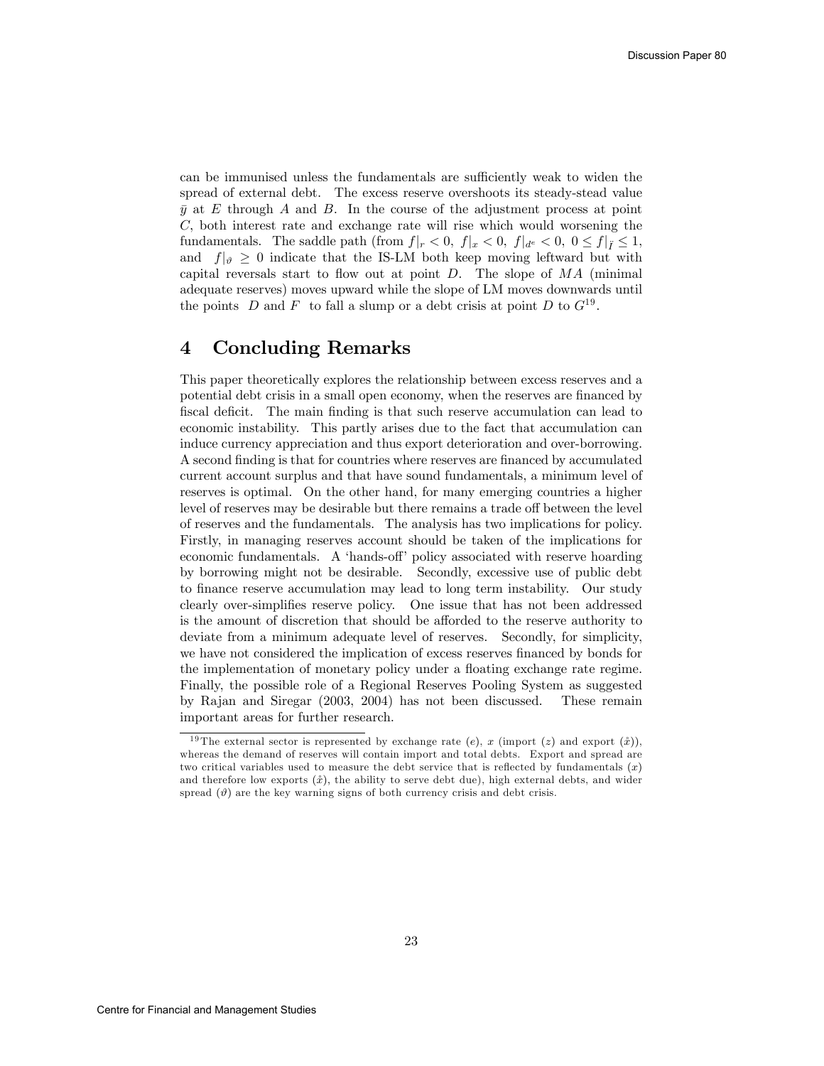can be immunised unless the fundamentals are sufficiently weak to widen the spread of external debt. The excess reserve overshoots its steady-stead value $\bar{y}$ at $E$ through $A$ and $B$. In the course of the adjustment process at point $C$, both interest rate and exchange rate will rise which would worsening the fundamentals. The saddle path (from $f|_r < 0,\ f|_x < 0,\ f|_{d^e} < 0,\ 0 \leq f|_{\bar{I}} \leq 1$, and $f|_{\vartheta} \geq 0$ indicate that the IS-LM both keep moving leftward but with capital reversals start to flow out at point $D$. The slope of $MA$ (minimal adequate reserves) moves upward while the slope of LM moves downwards until the points $D$ and $F$ to fall a slump or a debt crisis at point $D$ to $G$[19].

# 4 Concluding Remarks

This paper theoretically explores the relationship between excess reserves and a potential debt crisis in a small open economy, when the reserves are financed by fiscal deficit. The main finding is that such reserve accumulation can lead to economic instability. This partly arises due to the fact that accumulation can induce currency appreciation and thus export deterioration and over-borrowing. A second finding is that for countries where reserves are financed by accumulated current account surplus and that have sound fundamentals, a minimum level of reserves is optimal. On the other hand, for many emerging countries a higher level of reserves may be desirable but there remains a trade off between the level of reserves and the fundamentals. The analysis has two implications for policy. Firstly, in managing reserves account should be taken of the implications for economic fundamentals. A 'hands-off' policy associated with reserve hoarding by borrowing might not be desirable. Secondly, excessive use of public debt to finance reserve accumulation may lead to long term instability. Our study clearly over-simplifies reserve policy. One issue that has not been addressed is the amount of discretion that should be afforded to the reserve authority to deviate from a minimum adequate level of reserves. Secondly, for simplicity, we have not considered the implication of excess reserves financed by bonds for the implementation of monetary policy under a floating exchange rate regime. Finally, the possible role of a Regional Reserves Pooling System as suggested by Rajan and Siregar (2003, 2004) has not been discussed. These remain important areas for further research.

[19] The external sector is represented by exchange rate ($e$), $x$ (import ($z$) and export ($\hat{x}$)), whereas the demand of reserves will contain import and total debts. Export and spread are two critical variables used to measure the debt service that is reflected by fundamentals ($x$) and therefore low exports ($\hat{x}$), the ability to serve debt due), high external debts, and wider spread ($\vartheta$) are the key warning signs of both currency crisis and debt crisis.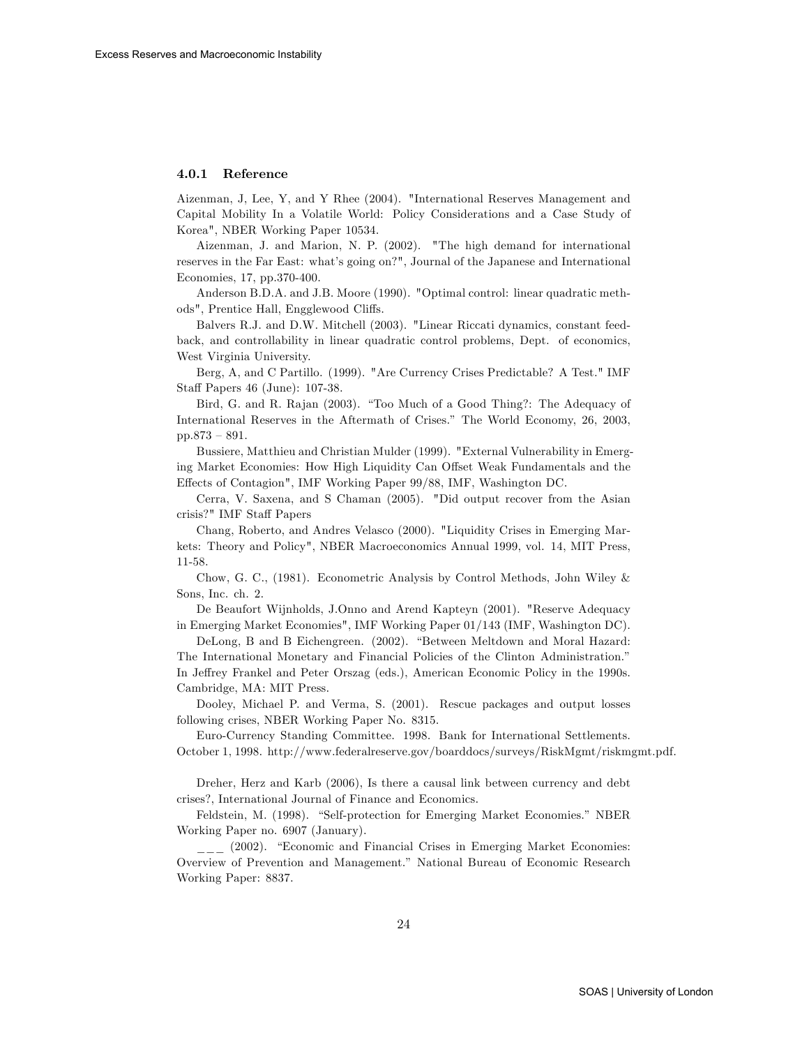### 4.0.1 Reference

Aizenman, J, Lee, Y, and Y Rhee (2004). "International Reserves Management and Capital Mobility In a Volatile World: Policy Considerations and a Case Study of Korea", NBER Working Paper 10534.

Aizenman, J. and Marion, N. P. (2002). "The high demand for international reserves in the Far East: what's going on?", Journal of the Japanese and International Economies, 17, pp.370-400.

Anderson B.D.A. and J.B. Moore (1990). "Optimal control: linear quadratic methods", Prentice Hall, Engglewood Cliffs.

Balvers R.J. and D.W. Mitchell (2003). "Linear Riccati dynamics, constant feedback, and controllability in linear quadratic control problems, Dept. of economics, West Virginia University.

Berg, A, and C Partillo. (1999). "Are Currency Crises Predictable? A Test." IMF Staff Papers 46 (June): 107-38.

Bird, G. and R. Rajan (2003). "Too Much of a Good Thing?: The Adequacy of International Reserves in the Aftermath of Crises." The World Economy, 26, 2003, pp.873 – 891.

Bussiere, Matthieu and Christian Mulder (1999). "External Vulnerability in Emerging Market Economies: How High Liquidity Can Offset Weak Fundamentals and the Effects of Contagion", IMF Working Paper 99/88, IMF, Washington DC.

Cerra, V. Saxena, and S Chaman (2005). "Did output recover from the Asian crisis?" IMF Staff Papers

Chang, Roberto, and Andres Velasco (2000). "Liquidity Crises in Emerging Markets: Theory and Policy", NBER Macroeconomics Annual 1999, vol. 14, MIT Press, 11-58.

Chow, G. C., (1981). Econometric Analysis by Control Methods, John Wiley & Sons, Inc. ch. 2.

De Beaufort Wijnholds, J.Onno and Arend Kapteyn (2001). "Reserve Adequacy in Emerging Market Economies", IMF Working Paper 01/143 (IMF, Washington DC).

DeLong, B and B Eichengreen. (2002). "Between Meltdown and Moral Hazard: The International Monetary and Financial Policies of the Clinton Administration." In Jeffrey Frankel and Peter Orszag (eds.), American Economic Policy in the 1990s. Cambridge, MA: MIT Press.

Dooley, Michael P. and Verma, S. (2001). Rescue packages and output losses following crises, NBER Working Paper No. 8315.

Euro-Currency Standing Committee. 1998. Bank for International Settlements. October 1, 1998. http://www.federalreserve.gov/boarddocs/surveys/RiskMgmt/riskmgmt.pdf.

Dreher, Herz and Karb (2006), Is there a causal link between currency and debt crises?, International Journal of Finance and Economics.

Feldstein, M. (1998). "Self-protection for Emerging Market Economies." NBER Working Paper no. 6907 (January).

___ (2002). "Economic and Financial Crises in Emerging Market Economies: Overview of Prevention and Management." National Bureau of Economic Research Working Paper: 8837.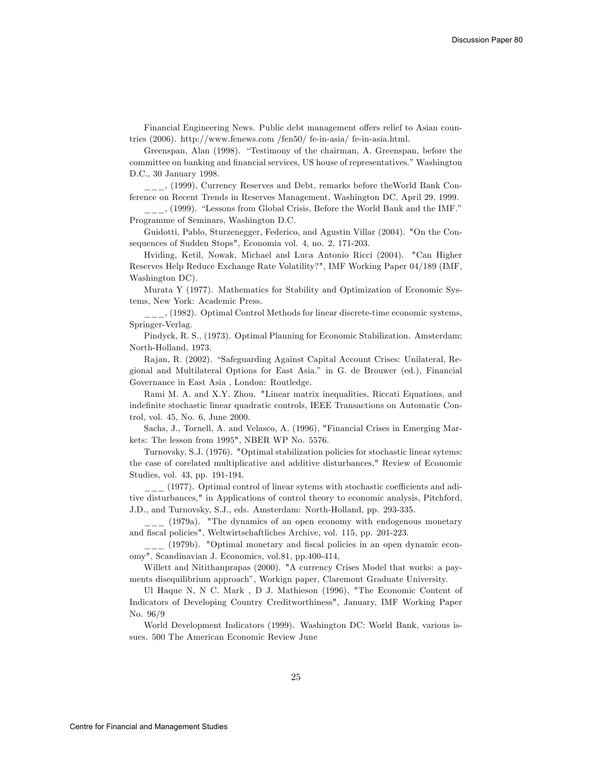Financial Engineering News. Public debt management offers relief to Asian countries (2006). http://www.fenews.com /fen50/ fe-in-asia/ fe-in-asia.html.

Greenspan, Alan (1998). "Testimony of the chairman, A. Greenspan, before the committee on banking and financial services, US house of representatives." Washington D.C., 30 January 1998.

\_\_\_, (1999), Currency Reserves and Debt, remarks before theWorld Bank Conference on Recent Trends in Reserves Management, Washington DC, April 29, 1999.

\_\_\_, (1999). "Lessons from Global Crisis, Before the World Bank and the IMF." Programme of Seminars, Washington D.C.

Guidotti, Pablo, Sturzenegger, Federico, and Agustin Villar (2004). "On the Consequences of Sudden Stops", Economia vol. 4, no. 2, 171-203.

Hviding, Ketil, Nowak, Michael and Luca Antonio Ricci (2004). "Can Higher Reserves Help Reduce Exchange Rate Volatility?", IMF Working Paper 04/189 (IMF, Washington DC).

Murata Y (1977). Mathematics for Stability and Optimization of Economic Systems, New York: Academic Press.

\_\_\_, (1982). Optimal Control Methods for linear discrete-time economic systems, Springer-Verlag.

Pindyck, R. S., (1973). Optimal Planning for Economic Stabilization. Amsterdam: North-Holland, 1973.

Rajan, R. (2002). "Safeguarding Against Capital Account Crises: Unilateral, Regional and Multilateral Options for East Asia." in G. de Brouwer (ed.), Financial Governance in East Asia , London: Routledge.

Rami M. A. and X.Y. Zhou. "Linear matrix inequalities, Riccati Equations, and indefinite stochastic linear quadratic controls, IEEE Transactions on Automatic Control, vol. 45, No. 6, June 2000.

Sachs, J., Tornell, A. and Velasco, A. (1996), "Financial Crises in Emerging Markets: The lesson from 1995", NBER WP No. 5576.

Turnovsky, S.J. (1976). "Optimal stabilization policies for stochastic linear sytems: the case of corelated multiplicative and additive disturbances," Review of Economic Studies, vol. 43, pp. 191-194.

\_\_\_ (1977). Optimal control of linear sytems with stochastic coefficients and aditive disturbances," in Applications of control theory to economic analysis, Pitchford, J.D., and Turnovsky, S.J., eds. Amsterdam: North-Holland, pp. 293-335.

\_\_\_ (1979a). "The dynamics of an open economy with endogenous monetary and fiscal policies", Weltwirtschaftliches Archive, vol. 115, pp. 201-223.

\_\_\_ (1979b). "Optimal monetary and fiscal policies in an open dynamic economy", Scandinavian J. Economics, vol.81, pp.400-414,

Willett and Nitithanprapas (2000). "A currency Crises Model that works: a payments disequilibrium approach", Workign paper, Claremont Graduate University.

Ul Haque N, N C. Mark , D J. Mathieson (1996), "The Economic Content of Indicators of Developing Country Creditworthiness", January, IMF Working Paper No. 96/9

World Development Indicators (1999). Washington DC: World Bank, various issues. 500 The American Economic Review June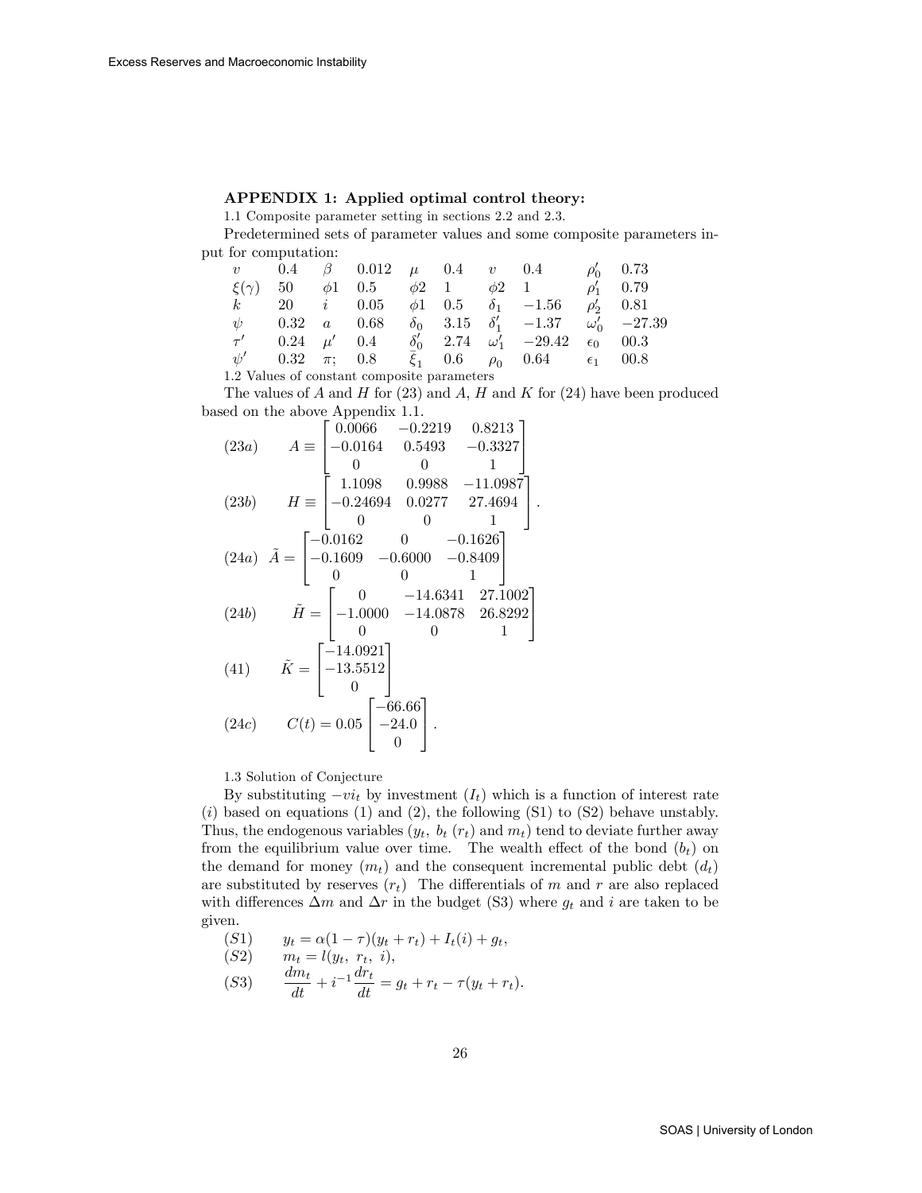**APPENDIX 1: Applied optimal control theory:**

1.1 Composite parameter setting in sections 2.2 and 2.3.

Predetermined sets of parameter values and some composite parameters input for computation:

| | | | | | | | | | |
|---|---|---|---|---|---|---|---|---|---|
| $v$ | 0.4 | $\beta$ | 0.012 | $\mu$ | 0.4 | $v$ | 0.4 | $\rho_0'$ | 0.73 |
| $\xi(\gamma)$ | 50 | $\phi 1$ | 0.5 | $\phi 2$ | 1 | $\phi 2$ | 1 | $\rho_1'$ | 0.79 |
| $k$ | 20 | $i$ | 0.05 | $\phi 1$ | 0.5 | $\delta_1$ | $-1.56$ | $\rho_2'$ | 0.81 |
| $\psi$ | 0.32 | $a$ | 0.68 | $\delta_0$ | 3.15 | $\delta_1'$ | $-1.37$ | $\omega_0'$ | $-27.39$ |
| $\tau'$ | 0.24 | $\mu'$ | 0.4 | $\delta_0'$ | 2.74 | $\omega_1'$ | $-29.42$ | $\epsilon_0$ | 00.3 |
| $\psi'$ | 0.32 | $\pi;$ | 0.8 | $\bar{\xi}_1$ | 0.6 | $\rho_0$ | 0.64 | $\epsilon_1$ | 00.8 |

1.2 Values of constant composite parameters

The values of $A$ and $H$ for (23) and $A$, $H$ and $K$ for (24) have been produced based on the above Appendix 1.1.

$$(23a) \qquad A \equiv \begin{bmatrix} 0.0066 & -0.2219 & 0.8213 \\ -0.0164 & 0.5493 & -0.3327 \\ 0 & 0 & 1 \end{bmatrix}$$

$$(23b) \qquad H \equiv \begin{bmatrix} 1.1098 & 0.9988 & -11.0987 \\ -0.24694 & 0.0277 & 27.4694 \\ 0 & 0 & 1 \end{bmatrix}.$$

$$(24a) \quad \tilde{A} = \begin{bmatrix} -0.0162 & 0 & -0.1626 \\ -0.1609 & -0.6000 & -0.8409 \\ 0 & 0 & 1 \end{bmatrix}$$

$$(24b) \qquad \tilde{H} = \begin{bmatrix} 0 & -14.6341 & 27.1002 \\ -1.0000 & -14.0878 & 26.8292 \\ 0 & 0 & 1 \end{bmatrix}$$

$$(41) \qquad \tilde{K} = \begin{bmatrix} -14.0921 \\ -13.5512 \\ 0 \end{bmatrix}$$

$$(24c) \qquad C(t) = 0.05 \begin{bmatrix} -66.66 \\ -24.0 \\ 0 \end{bmatrix}.$$

1.3 Solution of Conjecture

By substituting $-vi_t$ by investment ($I_t$) which is a function of interest rate ($i$) based on equations (1) and (2), the following (S1) to (S2) behave unstably. Thus, the endogenous variables ($y_t$, $b_t$ ($r_t$) and $m_t$) tend to deviate further away from the equilibrium value over time. The wealth effect of the bond ($b_t$) on the demand for money ($m_t$) and the consequent incremental public debt ($d_t$) are substituted by reserves ($r_t$) The differentials of $m$ and $r$ are also replaced with differences $\Delta m$ and $\Delta r$ in the budget (S3) where $g_t$ and $i$ are taken to be given.

$$(S1) \qquad y_t = \alpha(1-\tau)(y_t + r_t) + I_t(i) + g_t,$$

$$(S2) \qquad m_t = l(y_t,\ r_t,\ i),$$

$$(S3) \qquad \frac{dm_t}{dt} + i^{-1}\frac{dr_t}{dt} = g_t + r_t - \tau(y_t + r_t).$$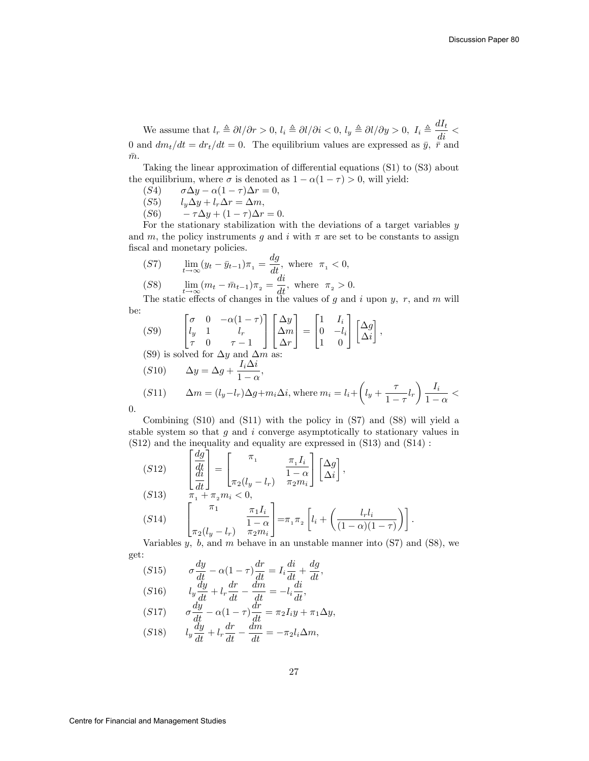We assume that $l_r \triangleq \partial l/\partial r > 0$, $l_i \triangleq \partial l/\partial i < 0$, $l_y \triangleq \partial l/\partial y > 0$, $I_i \triangleq \dfrac{dI_t}{di} < 0$ and $dm_t/dt = dr_t/dt = 0$. The equilibrium values are expressed as $\bar{y}$, $\bar{r}$ and $\bar{m}$.

Taking the linear approximation of differential equations (S1) to (S3) about the equilibrium, where $\sigma$ is denoted as $1 - \alpha(1-\tau) > 0$, will yield:

$(S4)\qquad \sigma\Delta y - \alpha(1-\tau)\Delta r = 0,$

$(S5)\qquad l_y\Delta y + l_r\Delta r = \Delta m,$

$(S6)\qquad -\tau\Delta y + (1-\tau)\Delta r = 0.$

For the stationary stabilization with the deviations of a target variables $y$ and $m$, the policy instruments $g$ and $i$ with $\pi$ are set to be constants to assign fiscal and monetary policies.

$$(S7)\qquad \lim_{t\to\infty}(y_t - \bar{y}_{t-1})\pi_1 = \frac{dg}{dt},\ \text{where}\ \ \pi_1 < 0,$$

$$(S8)\qquad \lim_{t\to\infty}(m_t - \bar{m}_{t-1})\pi_2 = \frac{di}{dt},\ \text{where}\ \ \pi_2 > 0.$$

The static effects of changes in the values of $g$ and $i$ upon $y$, $r$, and $m$ will be:

$$(S9)\qquad \begin{bmatrix} \sigma & 0 & -\alpha(1-\tau) \\ l_y & 1 & l_r \\ \tau & 0 & \tau - 1 \end{bmatrix} \begin{bmatrix} \Delta y \\ \Delta m \\ \Delta r \end{bmatrix} = \begin{bmatrix} 1 & I_i \\ 0 & -l_i \\ 1 & 0 \end{bmatrix} \begin{bmatrix} \Delta g \\ \Delta i \end{bmatrix},$$

(S9) is solved for $\Delta y$ and $\Delta m$ as:

$$(S10)\qquad \Delta y = \Delta g + \frac{I_i \Delta i}{1-\alpha},$$

$$(S11)\qquad \Delta m = (l_y - l_r)\Delta g + m_i\Delta i, \text{where}\ m_i = l_i + \left(l_y + \frac{\tau}{1-\tau}l_r\right)\frac{I_i}{1-\alpha} < 0.$$

Combining (S10) and (S11) with the policy in (S7) and (S8) will yield a stable system so that $g$ and $i$ converge asymptotically to stationary values in (S12) and the inequality and equality are expressed in (S13) and (S14) :

$$(S12)\qquad \begin{bmatrix} \dfrac{dg}{dt} \\ \dfrac{di}{dt} \end{bmatrix} = \begin{bmatrix} \pi_1 & \dfrac{\pi_1 I_i}{1-\alpha} \\ \pi_2(l_y - l_r) & \pi_2 m_i \end{bmatrix} \begin{bmatrix} \Delta g \\ \Delta i \end{bmatrix},$$

$$(S13)\qquad \pi_1 + \pi_2 m_i < 0,$$

$$(S14)\qquad \begin{bmatrix} \pi_1 & \dfrac{\pi_1 I_i}{1-\alpha} \\ \pi_2(l_y - l_r) & \pi_2 m_i \end{bmatrix} = \pi_1\pi_2\left[l_i + \left(\frac{l_r l_i}{(1-\alpha)(1-\tau)}\right)\right].$$

Variables $y$, $b$, and $m$ behave in an unstable manner into (S7) and (S8), we get:

$$(S15)\qquad \sigma\frac{dy}{dt} - \alpha(1-\tau)\frac{dr}{dt} = I_i\frac{di}{dt} + \frac{dg}{dt},$$

$$(S16)\qquad l_y\frac{dy}{dt} + l_r\frac{dr}{dt} - \frac{dm}{dt} = -l_i\frac{di}{dt},$$

$$(S17)\qquad \sigma\frac{dy}{dt} - \alpha(1-\tau)\frac{dr}{dt} = \pi_2 I_i y + \pi_1\Delta y,$$

$$(S18)\qquad l_y\frac{dy}{dt} + l_r\frac{dr}{dt} - \frac{dm}{dt} = -\pi_2 l_i\Delta m,$$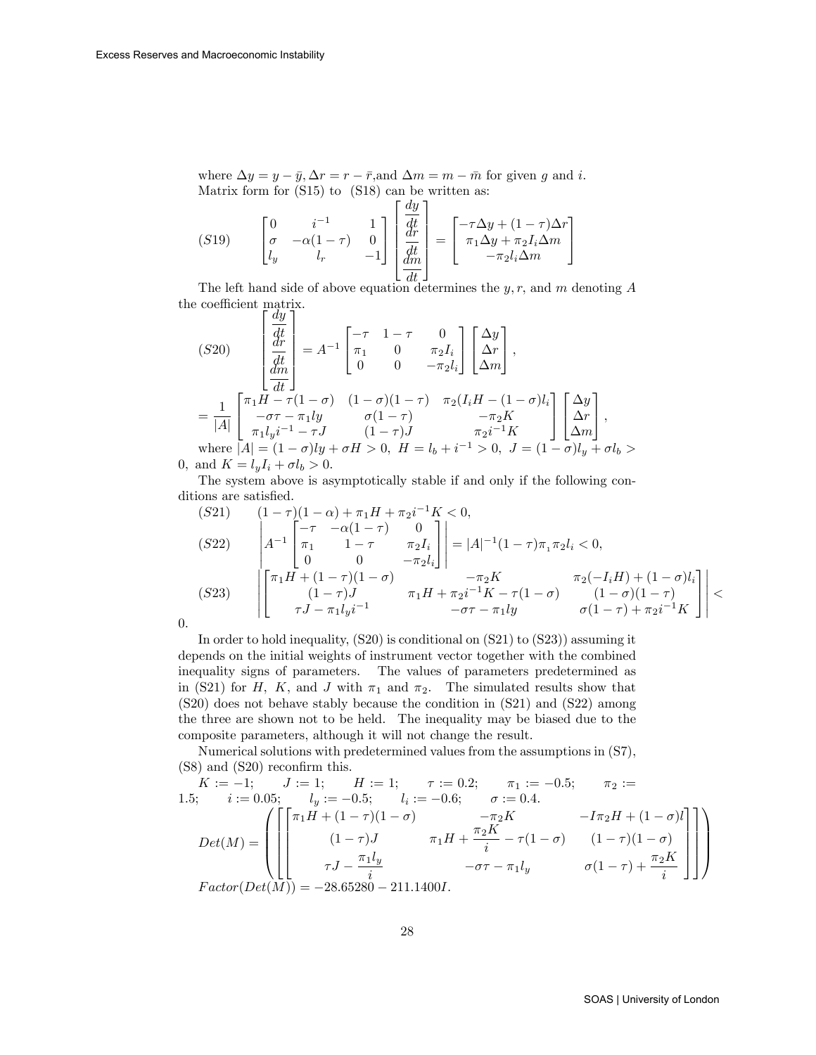where $\Delta y = y - \bar{y}, \Delta r = r - \bar{r}$,and $\Delta m = m - \bar{m}$ for given $g$ and $i$.

Matrix form for (S15) to (S18) can be written as:

$$(S19) \qquad \begin{bmatrix} 0 & i^{-1} & 1 \\ \sigma & -\alpha(1-\tau) & 0 \\ l_y & l_r & -1 \end{bmatrix} \begin{bmatrix} \dfrac{dy}{dt} \\ \dfrac{dr}{dt} \\ \dfrac{dm}{dt} \end{bmatrix} = \begin{bmatrix} -\tau \Delta y + (1-\tau)\Delta r \\ \pi_1 \Delta y + \pi_2 I_i \Delta m \\ -\pi_2 l_i \Delta m \end{bmatrix}$$

The left hand side of above equation determines the $y, r$, and $m$ denoting $A$ the coefficient matrix.

$$(S20) \qquad \begin{bmatrix} \dfrac{dy}{dt} \\ \dfrac{dr}{dt} \\ \dfrac{dm}{dt} \end{bmatrix} = A^{-1} \begin{bmatrix} -\tau & 1-\tau & 0 \\ \pi_1 & 0 & \pi_2 I_i \\ 0 & 0 & -\pi_2 l_i \end{bmatrix} \begin{bmatrix} \Delta y \\ \Delta r \\ \Delta m \end{bmatrix},$$

$$= \frac{1}{|A|} \begin{bmatrix} \pi_1 H - \tau(1-\sigma) & (1-\sigma)(1-\tau) & \pi_2(I_i H - (1-\sigma) l_i \\ -\sigma\tau - \pi_1 ly & \sigma(1-\tau) & -\pi_2 K \\ \pi_1 l_y i^{-1} - \tau J & (1-\tau) J & \pi_2 i^{-1} K \end{bmatrix} \begin{bmatrix} \Delta y \\ \Delta r \\ \Delta m \end{bmatrix},$$

where $|A| = (1-\sigma)ly + \sigma H > 0,\ H = l_b + i^{-1} > 0,\ J = (1-\sigma)l_y + \sigma l_b > 0$, and $K = l_y I_i + \sigma l_b > 0$.

The system above is asymptotically stable if and only if the following conditions are satisfied.

$$(S21) \qquad (1-\tau)(1-\alpha) + \pi_1 H + \pi_2 i^{-1} K < 0,$$

$$(S22) \qquad \left| A^{-1} \begin{bmatrix} -\tau & -\alpha(1-\tau) & 0 \\ \pi_1 & 1-\tau & \pi_2 I_i \\ 0 & 0 & -\pi_2 l_i \end{bmatrix} \right| = |A|^{-1}(1-\tau)\pi_1 \pi_2 l_i < 0,$$

$$(S23) \qquad \left| \begin{bmatrix} \pi_1 H + (1-\tau)(1-\sigma) & -\pi_2 K & \pi_2(-I_i H) + (1-\sigma) l_i \\ (1-\tau) J & \pi_1 H + \pi_2 i^{-1} K - \tau(1-\sigma) & (1-\sigma)(1-\tau) \\ \tau J - \pi_1 l_y i^{-1} & -\sigma\tau - \pi_1 ly & \sigma(1-\tau) + \pi_2 i^{-1} K \end{bmatrix} \right| < 0.$$

In order to hold inequality, (S20) is conditional on (S21) to (S23)) assuming it depends on the initial weights of instrument vector together with the combined inequality signs of parameters. The values of parameters predetermined as in (S21) for $H$, $K$, and $J$ with $\pi_1$ and $\pi_2$. The simulated results show that (S20) does not behave stably because the condition in (S21) and (S22) among the three are shown not to be held. The inequality may be biased due to the composite parameters, although it will not change the result.

Numerical solutions with predetermined values from the assumptions in (S7), (S8) and (S20) reconfirm this.

$K := -1$; $J := 1$; $H := 1$; $\tau := 0.2$; $\pi_1 := -0.5$; $\pi_2 := 1.5$; $i := 0.05$; $l_y := -0.5$; $l_i := -0.6$; $\sigma := 0.4$.

$$Det(M) = \left( \left[ \begin{bmatrix} \pi_1 H + (1-\tau)(1-\sigma) & -\pi_2 K & -I\pi_2 H + (1-\sigma) l \\ (1-\tau) J & \pi_1 H + \dfrac{\pi_2 K}{i} - \tau(1-\sigma) & (1-\tau)(1-\sigma) \\ \tau J - \dfrac{\pi_1 l_y}{i} & -\sigma\tau - \pi_1 l_y & \sigma(1-\tau) + \dfrac{\pi_2 K}{i} \end{bmatrix} \right] \right)$$

$$Factor(Det(M)) = -28.65280 - 211.1400I.$$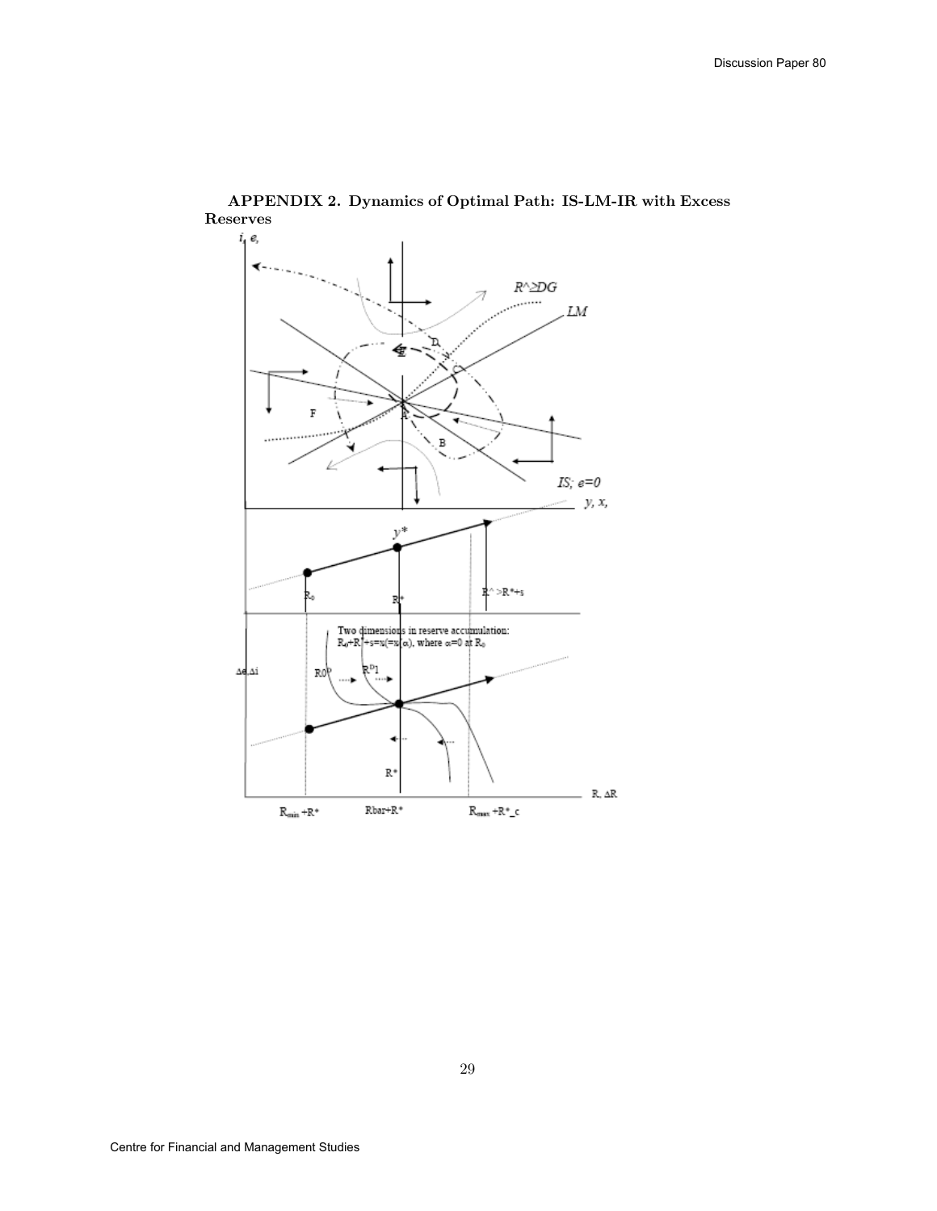**APPENDIX 2. Dynamics of Optimal Path: IS-LM-IR with Excess Reserves**

i, e,

R^≥DG

LM

D

E

C

F

A

B

IS; e=0

y, x,

y*

$R_0$

R*

R^>R*+s

Two dimensions in reserve accumulation: $R_0$+R*+s=x(=x|α), where α=0 at $R_0$

Δe,Δi

R0P

RP1

R*

R, ΔR

$R_{min}$+R*

Rbar+R*

$R_{max}$+R*_c